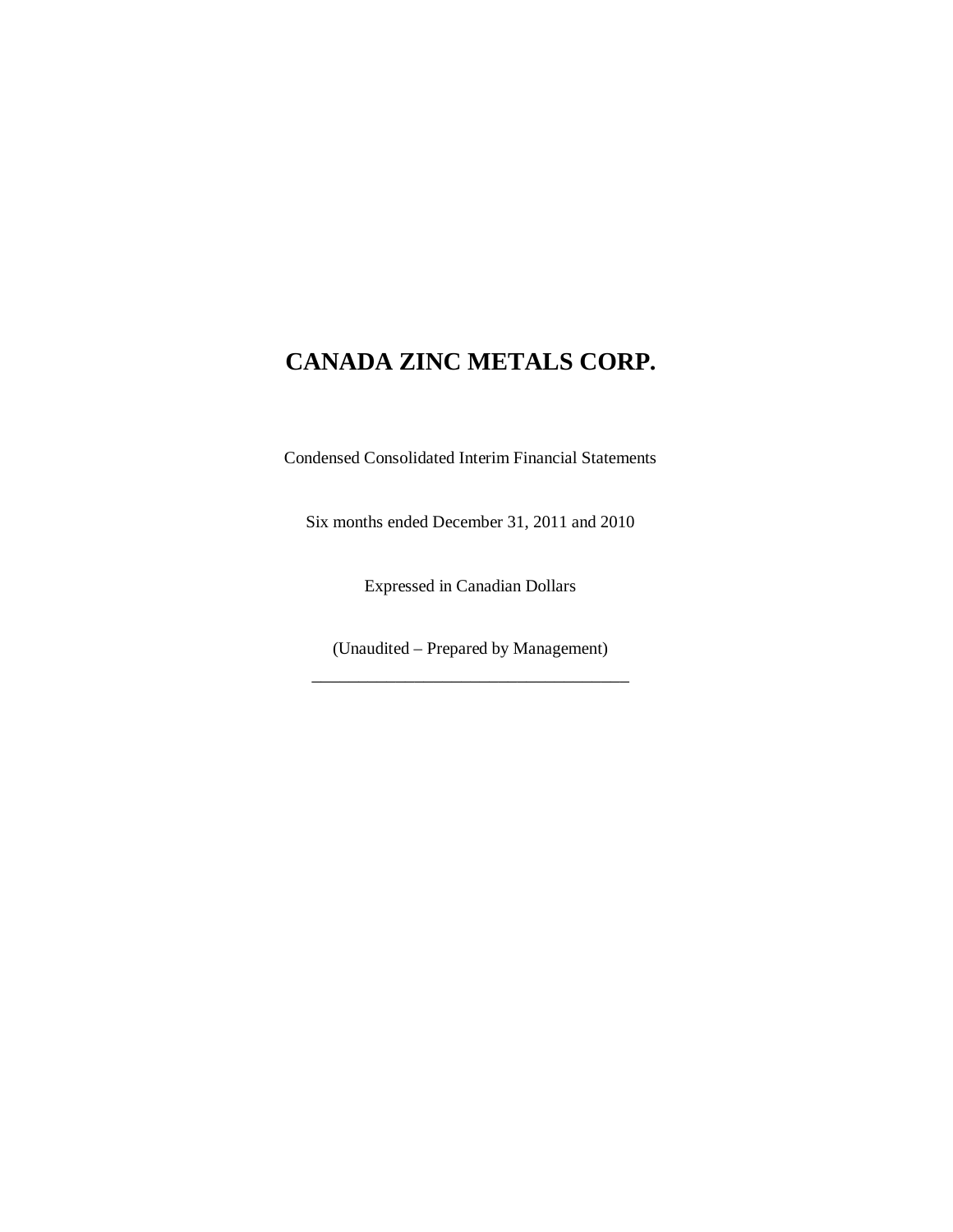# CANADA ZINC METALS CORP.

Condensed Consolidated Interim Financial Statements

Six months ended December 31, 2011 and 2010

Expressed in Canadian Dollars

(Unaudited – Prepared by Management)

---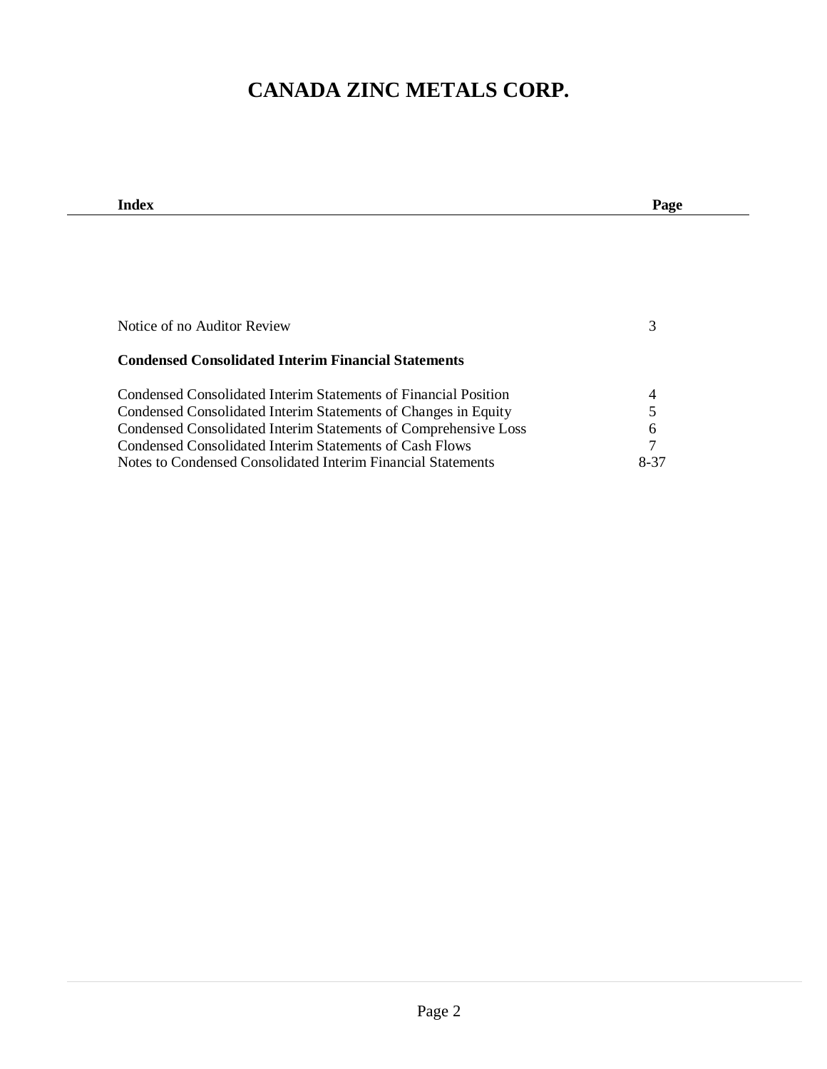# CANADA ZINC METALS CORP.

| Index | Page |
|---|---|
| Notice of no Auditor Review | 3 |
| **Condensed Consolidated Interim Financial Statements** | |
| Condensed Consolidated Interim Statements of Financial Position | 4 |
| Condensed Consolidated Interim Statements of Changes in Equity | 5 |
| Condensed Consolidated Interim Statements of Comprehensive Loss | 6 |
| Condensed Consolidated Interim Statements of Cash Flows | 7 |
| Notes to Condensed Consolidated Interim Financial Statements | 8-37 |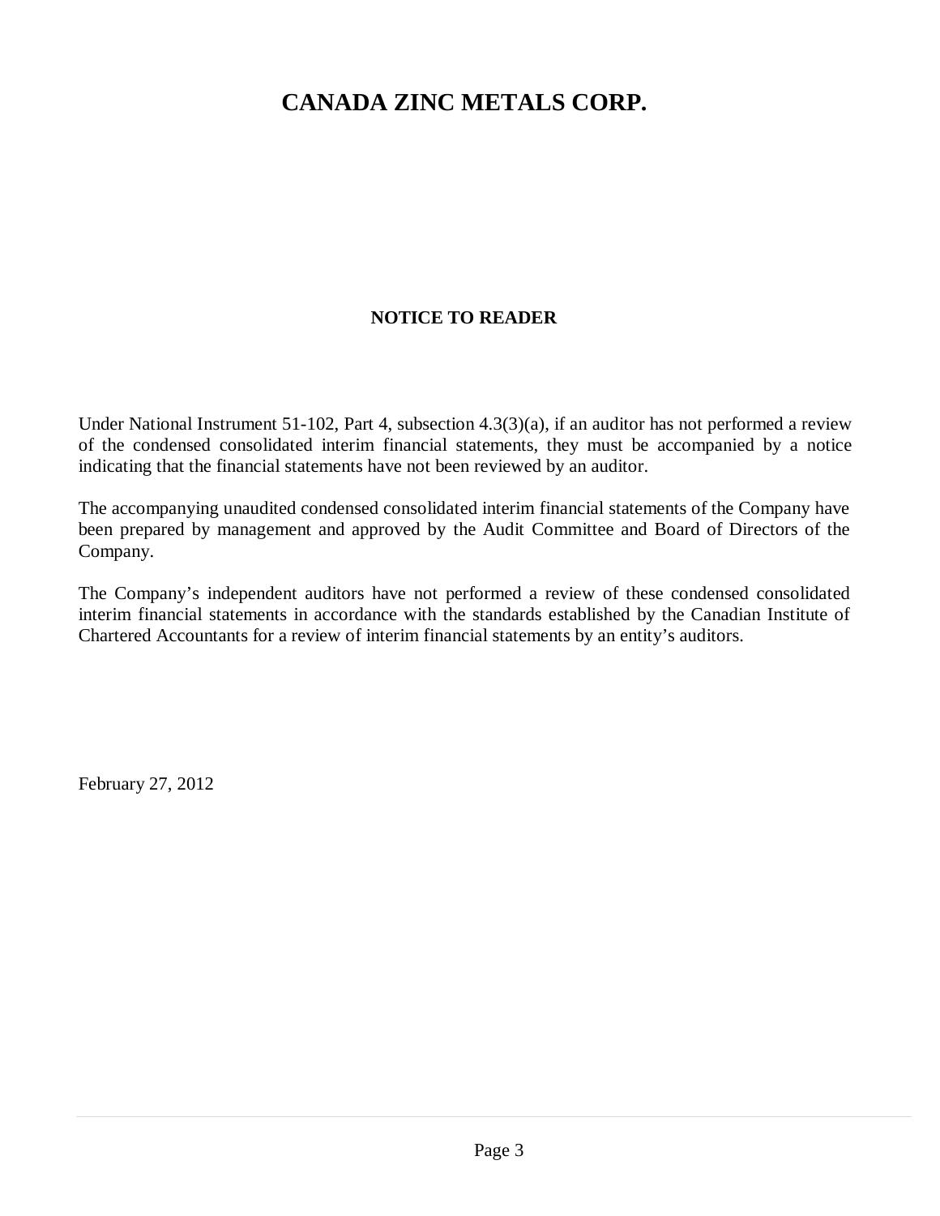# CANADA ZINC METALS CORP.

## NOTICE TO READER

Under National Instrument 51-102, Part 4, subsection 4.3(3)(a), if an auditor has not performed a review of the condensed consolidated interim financial statements, they must be accompanied by a notice indicating that the financial statements have not been reviewed by an auditor.

The accompanying unaudited condensed consolidated interim financial statements of the Company have been prepared by management and approved by the Audit Committee and Board of Directors of the Company.

The Company's independent auditors have not performed a review of these condensed consolidated interim financial statements in accordance with the standards established by the Canadian Institute of Chartered Accountants for a review of interim financial statements by an entity's auditors.

February 27, 2012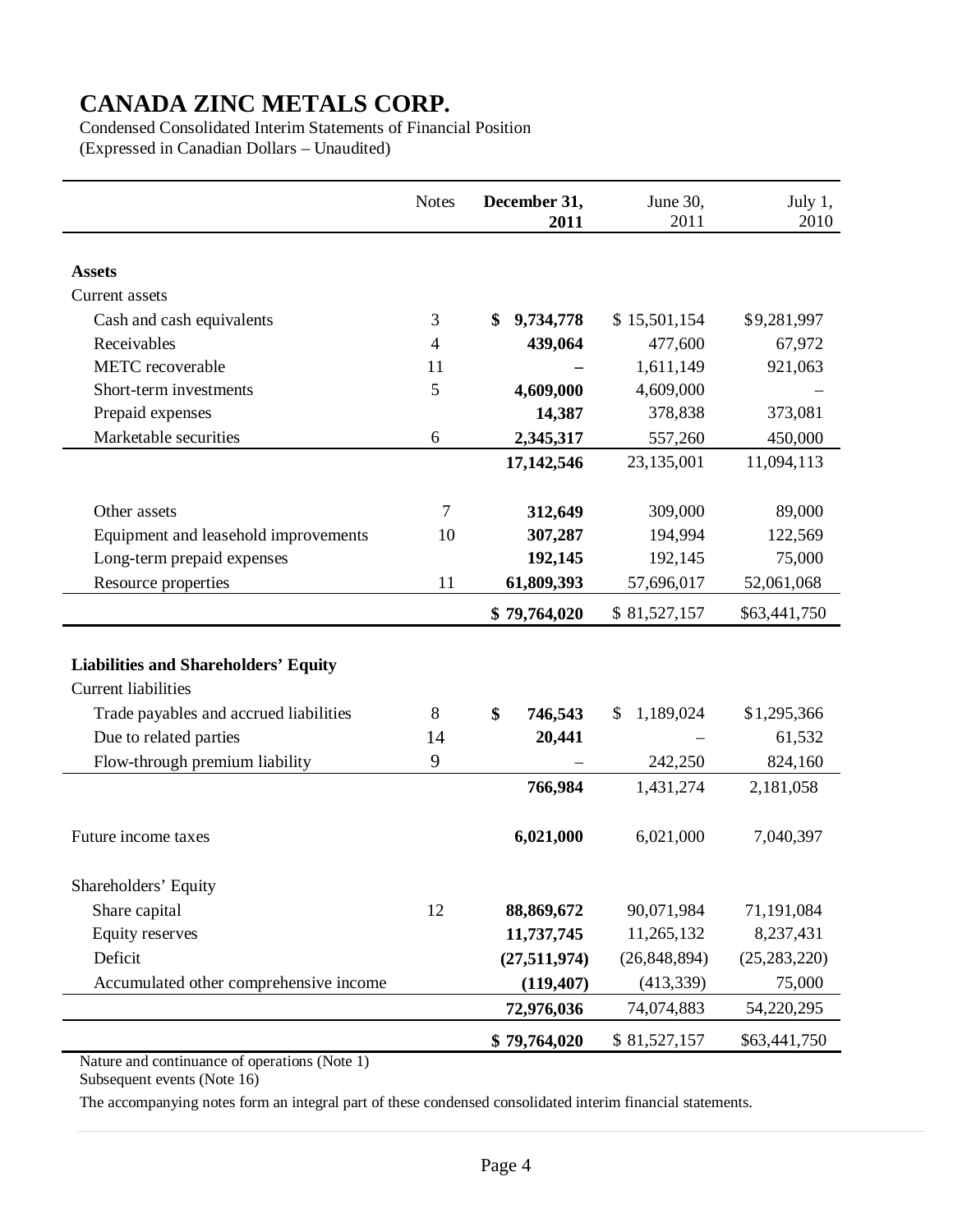# CANADA ZINC METALS CORP.

Condensed Consolidated Interim Statements of Financial Position
(Expressed in Canadian Dollars – Unaudited)

| | Notes | **December 31, 2011** | June 30, 2011 | July 1, 2010 |
|---|---|---|---|---|
| **Assets** | | | | |
| Current assets | | | | |
| Cash and cash equivalents | 3 | **$ 9,734,778** | $ 15,501,154 | $9,281,997 |
| Receivables | 4 | **439,064** | 477,600 | 67,972 |
| METC recoverable | 11 | **–** | 1,611,149 | 921,063 |
| Short-term investments | 5 | **4,609,000** | 4,609,000 | – |
| Prepaid expenses | | **14,387** | 378,838 | 373,081 |
| Marketable securities | 6 | **2,345,317** | 557,260 | 450,000 |
| | | **17,142,546** | 23,135,001 | 11,094,113 |
| Other assets | 7 | **312,649** | 309,000 | 89,000 |
| Equipment and leasehold improvements | 10 | **307,287** | 194,994 | 122,569 |
| Long-term prepaid expenses | | **192,145** | 192,145 | 75,000 |
| Resource properties | 11 | **61,809,393** | 57,696,017 | 52,061,068 |
| | | **$ 79,764,020** | $ 81,527,157 | $63,441,750 |
| **Liabilities and Shareholders' Equity** | | | | |
| Current liabilities | | | | |
| Trade payables and accrued liabilities | 8 | **$ 746,543** | $ 1,189,024 | $1,295,366 |
| Due to related parties | 14 | **20,441** | – | 61,532 |
| Flow-through premium liability | 9 | – | 242,250 | 824,160 |
| | | **766,984** | 1,431,274 | 2,181,058 |
| Future income taxes | | **6,021,000** | 6,021,000 | 7,040,397 |
| Shareholders' Equity | | | | |
| Share capital | 12 | **88,869,672** | 90,071,984 | 71,191,084 |
| Equity reserves | | **11,737,745** | 11,265,132 | 8,237,431 |
| Deficit | | **(27,511,974)** | (26,848,894) | (25,283,220) |
| Accumulated other comprehensive income | | **(119,407)** | (413,339) | 75,000 |
| | | **72,976,036** | 74,074,883 | 54,220,295 |
| | | **$ 79,764,020** | $ 81,527,157 | $63,441,750 |

Nature and continuance of operations (Note 1)
Subsequent events (Note 16)

The accompanying notes form an integral part of these condensed consolidated interim financial statements.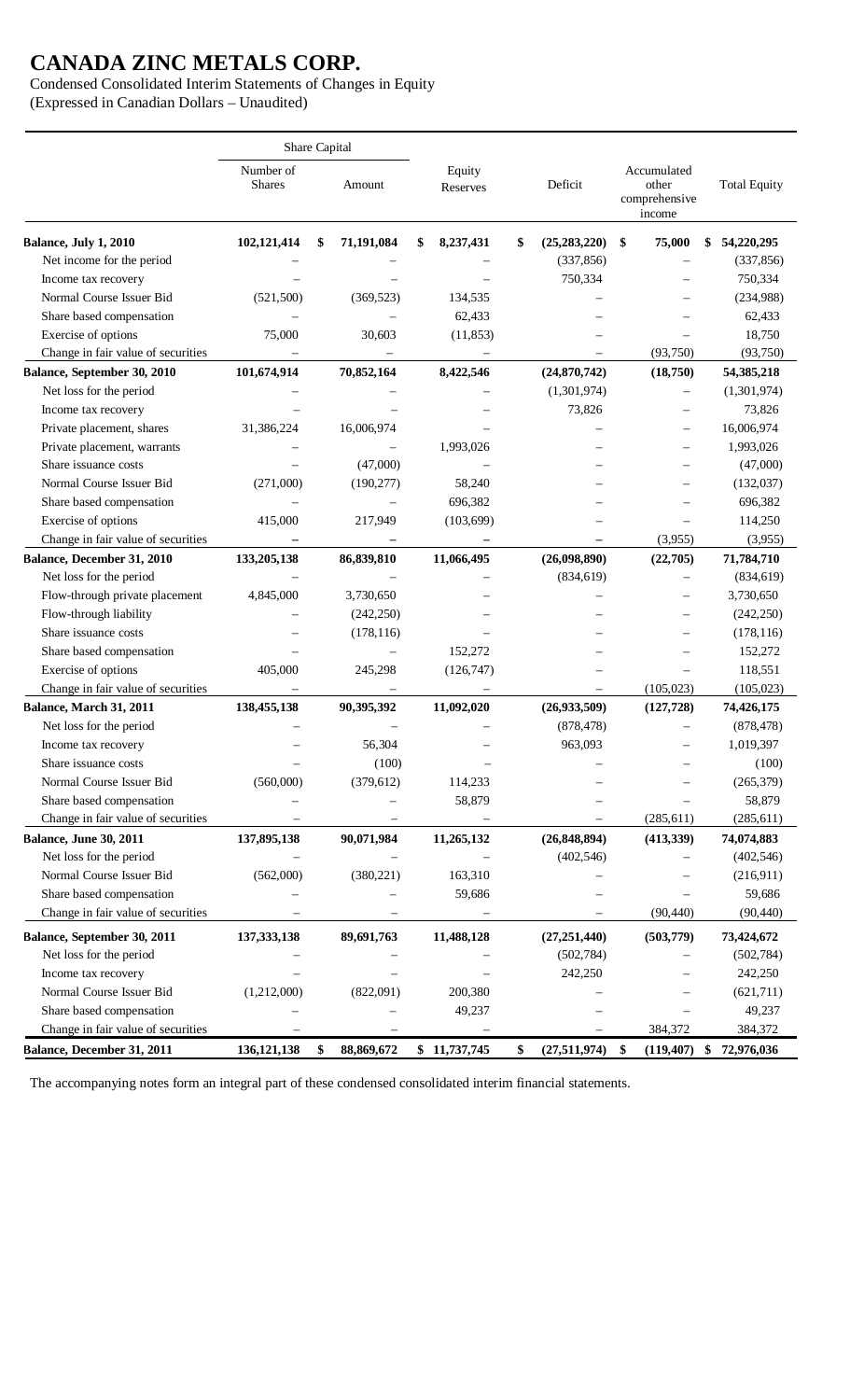# CANADA ZINC METALS CORP.

Condensed Consolidated Interim Statements of Changes in Equity
(Expressed in Canadian Dollars – Unaudited)

| | Share Capital | | | | | |
|---|---|---|---|---|---|---|
| | Number of Shares | Amount | Equity Reserves | Deficit | Accumulated other comprehensive income | Total Equity |
| **Balance, July 1, 2010** | **102,121,414** | **$ 71,191,084** | **$ 8,237,431** | **$ (25,283,220)** | **$ 75,000** | **$ 54,220,295** |
| Net income for the period | – | – | – | (337,856) | – | (337,856) |
| Income tax recovery | – | – | – | 750,334 | – | 750,334 |
| Normal Course Issuer Bid | (521,500) | (369,523) | 134,535 | – | – | (234,988) |
| Share based compensation | – | – | 62,433 | – | – | 62,433 |
| Exercise of options | 75,000 | 30,603 | (11,853) | – | – | 18,750 |
| Change in fair value of securities | – | – | – | – | (93,750) | (93,750) |
| **Balance, September 30, 2010** | **101,674,914** | **70,852,164** | **8,422,546** | **(24,870,742)** | **(18,750)** | **54,385,218** |
| Net loss for the period | – | – | – | (1,301,974) | – | (1,301,974) |
| Income tax recovery | – | – | – | 73,826 | – | 73,826 |
| Private placement, shares | 31,386,224 | 16,006,974 | – | – | – | 16,006,974 |
| Private placement, warrants | – | – | 1,993,026 | – | – | 1,993,026 |
| Share issuance costs | – | (47,000) | – | – | – | (47,000) |
| Normal Course Issuer Bid | (271,000) | (190,277) | 58,240 | – | – | (132,037) |
| Share based compensation | – | – | 696,382 | – | – | 696,382 |
| Exercise of options | 415,000 | 217,949 | (103,699) | – | – | 114,250 |
| Change in fair value of securities | – | – | – | – | (3,955) | (3,955) |
| **Balance, December 31, 2010** | **133,205,138** | **86,839,810** | **11,066,495** | **(26,098,890)** | **(22,705)** | **71,784,710** |
| Net loss for the period | – | – | – | (834,619) | – | (834,619) |
| Flow-through private placement | 4,845,000 | 3,730,650 | – | – | – | 3,730,650 |
| Flow-through liability | – | (242,250) | – | – | – | (242,250) |
| Share issuance costs | – | (178,116) | – | – | – | (178,116) |
| Share based compensation | – | – | 152,272 | – | – | 152,272 |
| Exercise of options | 405,000 | 245,298 | (126,747) | – | – | 118,551 |
| Change in fair value of securities | – | – | – | – | (105,023) | (105,023) |
| **Balance, March 31, 2011** | **138,455,138** | **90,395,392** | **11,092,020** | **(26,933,509)** | **(127,728)** | **74,426,175** |
| Net loss for the period | – | – | – | (878,478) | – | (878,478) |
| Income tax recovery | – | 56,304 | – | 963,093 | – | 1,019,397 |
| Share issuance costs | – | (100) | – | – | – | (100) |
| Normal Course Issuer Bid | (560,000) | (379,612) | 114,233 | – | – | (265,379) |
| Share based compensation | – | – | 58,879 | – | – | 58,879 |
| Change in fair value of securities | – | – | – | – | (285,611) | (285,611) |
| **Balance, June 30, 2011** | **137,895,138** | **90,071,984** | **11,265,132** | **(26,848,894)** | **(413,339)** | **74,074,883** |
| Net loss for the period | – | – | – | (402,546) | – | (402,546) |
| Normal Course Issuer Bid | (562,000) | (380,221) | 163,310 | – | – | (216,911) |
| Share based compensation | – | – | 59,686 | – | – | 59,686 |
| Change in fair value of securities | – | – | – | – | (90,440) | (90,440) |
| **Balance, September 30, 2011** | **137,333,138** | **89,691,763** | **11,488,128** | **(27,251,440)** | **(503,779)** | **73,424,672** |
| Net loss for the period | – | – | – | (502,784) | – | (502,784) |
| Income tax recovery | – | – | – | 242,250 | – | 242,250 |
| Normal Course Issuer Bid | (1,212,000) | (822,091) | 200,380 | – | – | (621,711) |
| Share based compensation | – | – | 49,237 | – | – | 49,237 |
| Change in fair value of securities | – | – | – | – | 384,372 | 384,372 |
| **Balance, December 31, 2011** | **136,121,138** | **$ 88,869,672** | **$ 11,737,745** | **$ (27,511,974)** | **$ (119,407)** | **$ 72,976,036** |

The accompanying notes form an integral part of these condensed consolidated interim financial statements.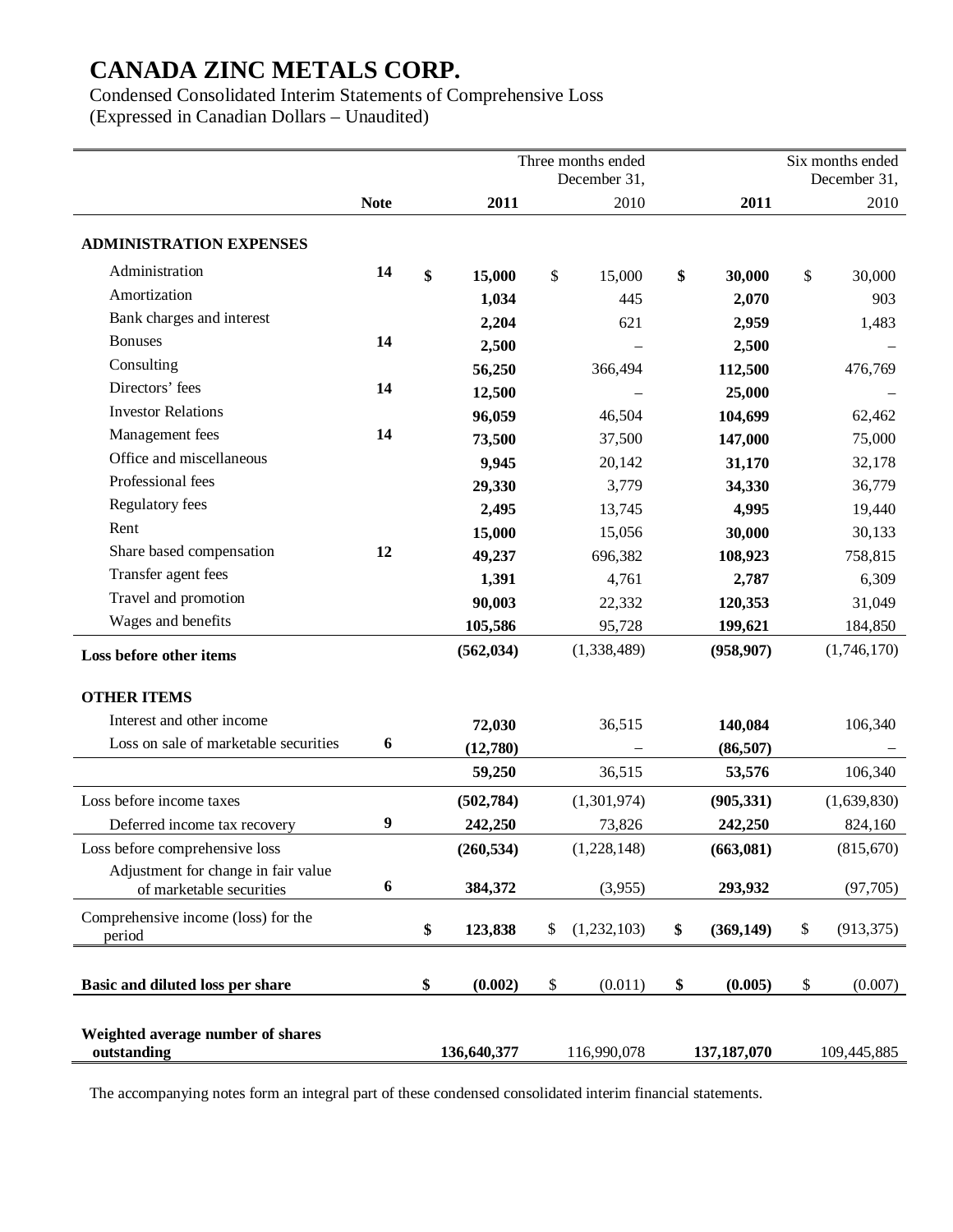# CANADA ZINC METALS CORP.

Condensed Consolidated Interim Statements of Comprehensive Loss
(Expressed in Canadian Dollars – Unaudited)

| | Note | Three months ended December 31, 2011 | Three months ended December 31, 2010 | Six months ended December 31, 2011 | Six months ended December 31, 2010 |
|---|---|---|---|---|---|
| **ADMINISTRATION EXPENSES** | | | | | |
| Administration | **14** | **$ 15,000** | $ 15,000 | **$ 30,000** | $ 30,000 |
| Amortization | | **1,034** | 445 | **2,070** | 903 |
| Bank charges and interest | | **2,204** | 621 | **2,959** | 1,483 |
| Bonuses | **14** | **2,500** | – | **2,500** | – |
| Consulting | | **56,250** | 366,494 | **112,500** | 476,769 |
| Directors' fees | **14** | **12,500** | – | **25,000** | – |
| Investor Relations | | **96,059** | 46,504 | **104,699** | 62,462 |
| Management fees | **14** | **73,500** | 37,500 | **147,000** | 75,000 |
| Office and miscellaneous | | **9,945** | 20,142 | **31,170** | 32,178 |
| Professional fees | | **29,330** | 3,779 | **34,330** | 36,779 |
| Regulatory fees | | **2,495** | 13,745 | **4,995** | 19,440 |
| Rent | | **15,000** | 15,056 | **30,000** | 30,133 |
| Share based compensation | **12** | **49,237** | 696,382 | **108,923** | 758,815 |
| Transfer agent fees | | **1,391** | 4,761 | **2,787** | 6,309 |
| Travel and promotion | | **90,003** | 22,332 | **120,353** | 31,049 |
| Wages and benefits | | **105,586** | 95,728 | **199,621** | 184,850 |
| **Loss before other items** | | **(562,034)** | (1,338,489) | **(958,907)** | (1,746,170) |
| **OTHER ITEMS** | | | | | |
| Interest and other income | | **72,030** | 36,515 | **140,084** | 106,340 |
| Loss on sale of marketable securities | **6** | **(12,780)** | – | **(86,507)** | – |
| | | **59,250** | 36,515 | **53,576** | 106,340 |
| Loss before income taxes | | **(502,784)** | (1,301,974) | **(905,331)** | (1,639,830) |
| Deferred income tax recovery | **9** | **242,250** | 73,826 | **242,250** | 824,160 |
| Loss before comprehensive loss | | **(260,534)** | (1,228,148) | **(663,081)** | (815,670) |
| Adjustment for change in fair value of marketable securities | **6** | **384,372** | (3,955) | **293,932** | (97,705) |
| Comprehensive income (loss) for the period | | **$ 123,838** | $ (1,232,103) | **$ (369,149)** | $ (913,375) |
| **Basic and diluted loss per share** | | **$ (0.002)** | $ (0.011) | **$ (0.005)** | $ (0.007) |
| **Weighted average number of shares outstanding** | | **136,640,377** | 116,990,078 | **137,187,070** | 109,445,885 |

The accompanying notes form an integral part of these condensed consolidated interim financial statements.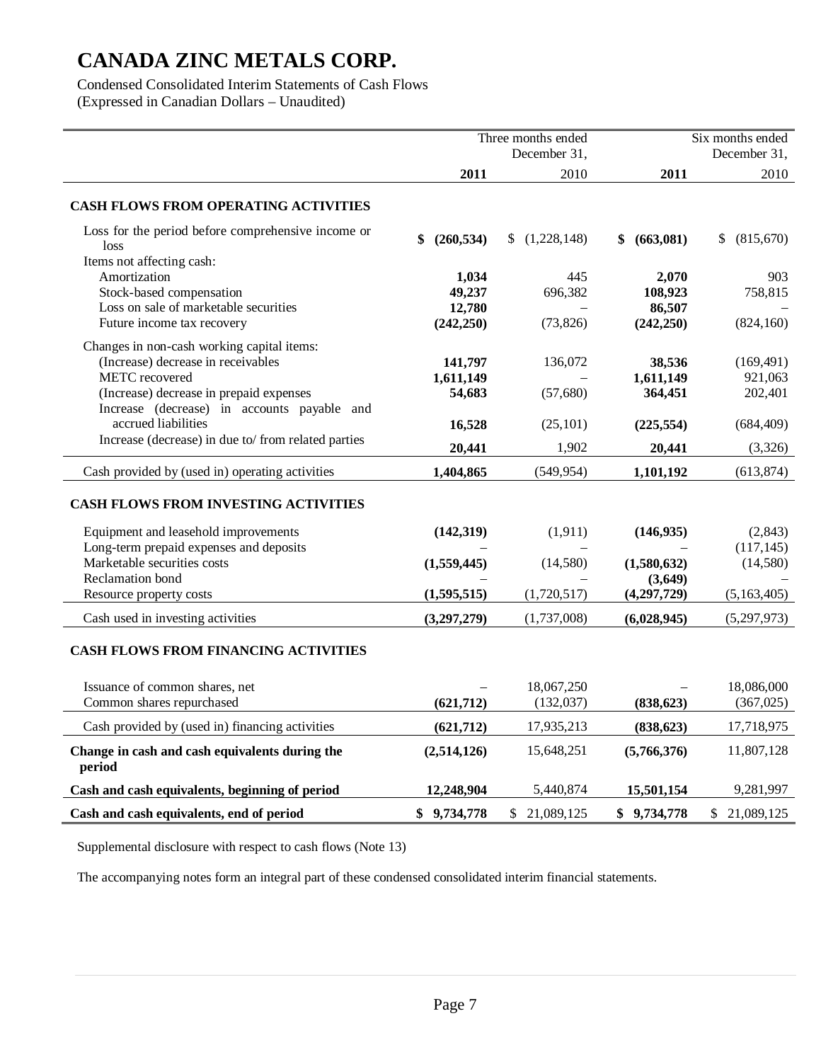# CANADA ZINC METALS CORP.

Condensed Consolidated Interim Statements of Cash Flows
(Expressed in Canadian Dollars – Unaudited)

| | Three months ended December 31, | | Six months ended December 31, | |
|---|---|---|---|---|
| | **2011** | 2010 | **2011** | 2010 |
| **CASH FLOWS FROM OPERATING ACTIVITIES** | | | | |
| Loss for the period before comprehensive income or loss | **$ (260,534)** | $ (1,228,148) | **$ (663,081)** | $ (815,670) |
| Items not affecting cash: | | | | |
| Amortization | **1,034** | 445 | **2,070** | 903 |
| Stock-based compensation | **49,237** | 696,382 | **108,923** | 758,815 |
| Loss on sale of marketable securities | **12,780** | – | **86,507** | – |
| Future income tax recovery | **(242,250)** | (73,826) | **(242,250)** | (824,160) |
| Changes in non-cash working capital items: | | | | |
| (Increase) decrease in receivables | **141,797** | 136,072 | **38,536** | (169,491) |
| METC recovered | **1,611,149** | – | **1,611,149** | 921,063 |
| (Increase) decrease in prepaid expenses | **54,683** | (57,680) | **364,451** | 202,401 |
| Increase (decrease) in accounts payable and accrued liabilities | **16,528** | (25,101) | **(225,554)** | (684,409) |
| Increase (decrease) in due to/ from related parties | **20,441** | 1,902 | **20,441** | (3,326) |
| Cash provided by (used in) operating activities | **1,404,865** | (549,954) | **1,101,192** | (613,874) |
| **CASH FLOWS FROM INVESTING ACTIVITIES** | | | | |
| Equipment and leasehold improvements | **(142,319)** | (1,911) | **(146,935)** | (2,843) |
| Long-term prepaid expenses and deposits | – | – | – | (117,145) |
| Marketable securities costs | **(1,559,445)** | (14,580) | **(1,580,632)** | (14,580) |
| Reclamation bond | – | – | **(3,649)** | – |
| Resource property costs | **(1,595,515)** | (1,720,517) | **(4,297,729)** | (5,163,405) |
| Cash used in investing activities | **(3,297,279)** | (1,737,008) | **(6,028,945)** | (5,297,973) |
| **CASH FLOWS FROM FINANCING ACTIVITIES** | | | | |
| Issuance of common shares, net | – | 18,067,250 | – | 18,086,000 |
| Common shares repurchased | **(621,712)** | (132,037) | **(838,623)** | (367,025) |
| Cash provided by (used in) financing activities | **(621,712)** | 17,935,213 | **(838,623)** | 17,718,975 |
| **Change in cash and cash equivalents during the period** | **(2,514,126)** | 15,648,251 | **(5,766,376)** | 11,807,128 |
| **Cash and cash equivalents, beginning of period** | **12,248,904** | 5,440,874 | **15,501,154** | 9,281,997 |
| **Cash and cash equivalents, end of period** | **$ 9,734,778** | $ 21,089,125 | **$ 9,734,778** | $ 21,089,125 |

Supplemental disclosure with respect to cash flows (Note 13)

The accompanying notes form an integral part of these condensed consolidated interim financial statements.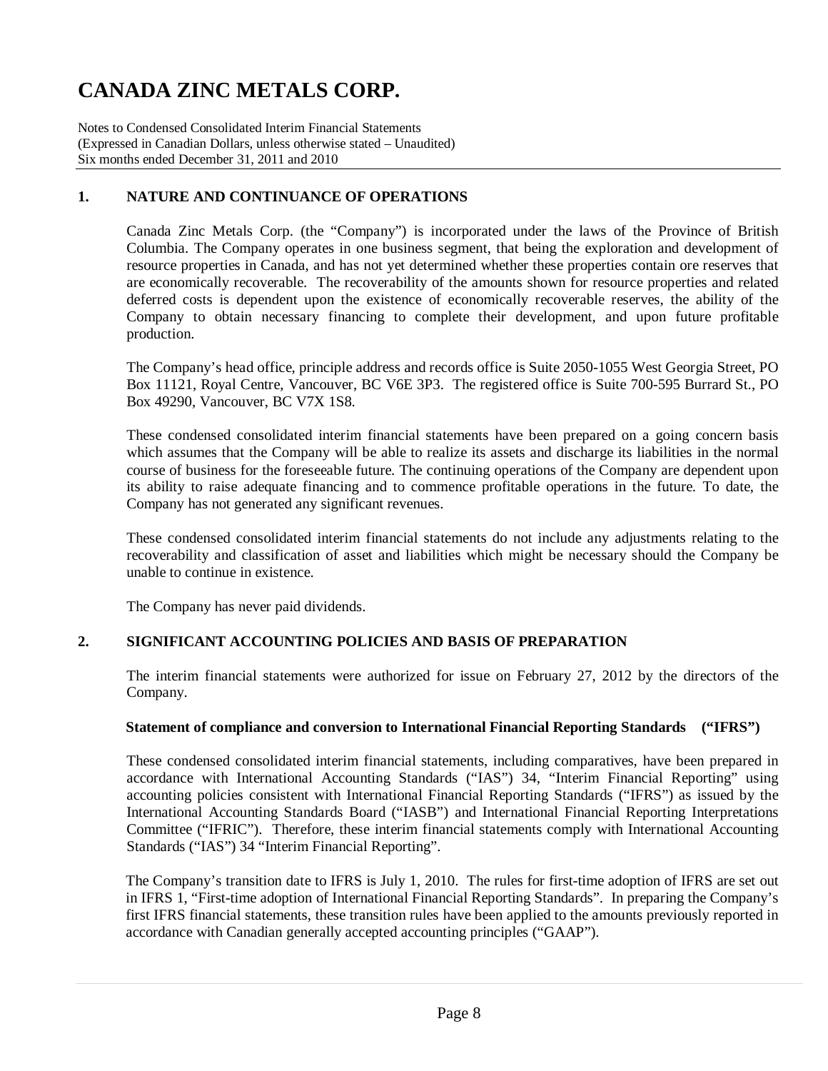# CANADA ZINC METALS CORP.

Notes to Condensed Consolidated Interim Financial Statements
(Expressed in Canadian Dollars, unless otherwise stated – Unaudited)
Six months ended December 31, 2011 and 2010

## 1. NATURE AND CONTINUANCE OF OPERATIONS

Canada Zinc Metals Corp. (the "Company") is incorporated under the laws of the Province of British Columbia. The Company operates in one business segment, that being the exploration and development of resource properties in Canada, and has not yet determined whether these properties contain ore reserves that are economically recoverable. The recoverability of the amounts shown for resource properties and related deferred costs is dependent upon the existence of economically recoverable reserves, the ability of the Company to obtain necessary financing to complete their development, and upon future profitable production.

The Company's head office, principle address and records office is Suite 2050-1055 West Georgia Street, PO Box 11121, Royal Centre, Vancouver, BC V6E 3P3. The registered office is Suite 700-595 Burrard St., PO Box 49290, Vancouver, BC V7X 1S8.

These condensed consolidated interim financial statements have been prepared on a going concern basis which assumes that the Company will be able to realize its assets and discharge its liabilities in the normal course of business for the foreseeable future. The continuing operations of the Company are dependent upon its ability to raise adequate financing and to commence profitable operations in the future. To date, the Company has not generated any significant revenues.

These condensed consolidated interim financial statements do not include any adjustments relating to the recoverability and classification of asset and liabilities which might be necessary should the Company be unable to continue in existence.

The Company has never paid dividends.

## 2. SIGNIFICANT ACCOUNTING POLICIES AND BASIS OF PREPARATION

The interim financial statements were authorized for issue on February 27, 2012 by the directors of the Company.

**Statement of compliance and conversion to International Financial Reporting Standards ("IFRS")**

These condensed consolidated interim financial statements, including comparatives, have been prepared in accordance with International Accounting Standards ("IAS") 34, "Interim Financial Reporting" using accounting policies consistent with International Financial Reporting Standards ("IFRS") as issued by the International Accounting Standards Board ("IASB") and International Financial Reporting Interpretations Committee ("IFRIC"). Therefore, these interim financial statements comply with International Accounting Standards ("IAS") 34 "Interim Financial Reporting".

The Company's transition date to IFRS is July 1, 2010. The rules for first-time adoption of IFRS are set out in IFRS 1, "First-time adoption of International Financial Reporting Standards". In preparing the Company's first IFRS financial statements, these transition rules have been applied to the amounts previously reported in accordance with Canadian generally accepted accounting principles ("GAAP").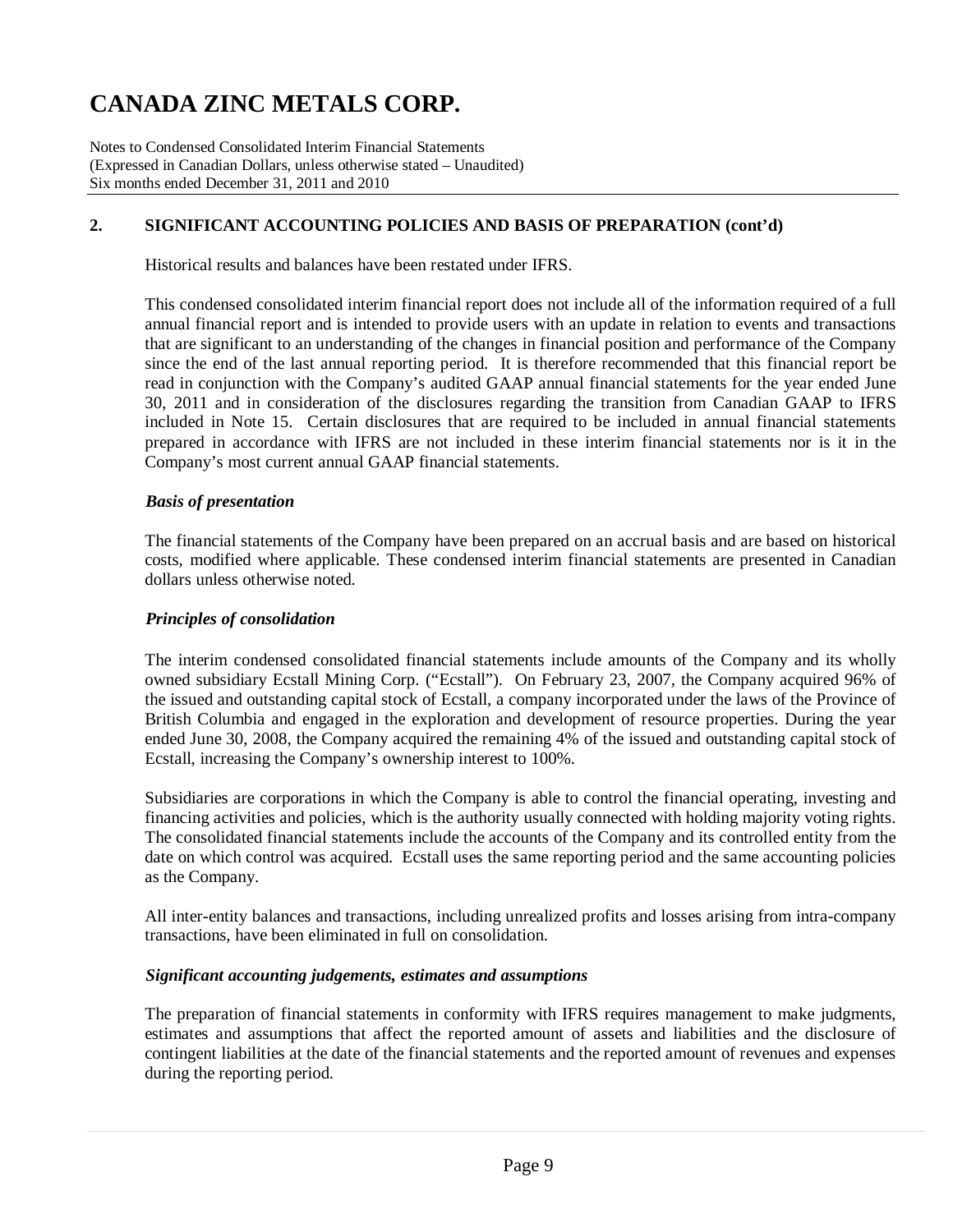## 2. SIGNIFICANT ACCOUNTING POLICIES AND BASIS OF PREPARATION (cont'd)

Historical results and balances have been restated under IFRS.

This condensed consolidated interim financial report does not include all of the information required of a full annual financial report and is intended to provide users with an update in relation to events and transactions that are significant to an understanding of the changes in financial position and performance of the Company since the end of the last annual reporting period. It is therefore recommended that this financial report be read in conjunction with the Company's audited GAAP annual financial statements for the year ended June 30, 2011 and in consideration of the disclosures regarding the transition from Canadian GAAP to IFRS included in Note 15. Certain disclosures that are required to be included in annual financial statements prepared in accordance with IFRS are not included in these interim financial statements nor is it in the Company's most current annual GAAP financial statements.

***Basis of presentation***

The financial statements of the Company have been prepared on an accrual basis and are based on historical costs, modified where applicable. These condensed interim financial statements are presented in Canadian dollars unless otherwise noted.

***Principles of consolidation***

The interim condensed consolidated financial statements include amounts of the Company and its wholly owned subsidiary Ecstall Mining Corp. ("Ecstall"). On February 23, 2007, the Company acquired 96% of the issued and outstanding capital stock of Ecstall, a company incorporated under the laws of the Province of British Columbia and engaged in the exploration and development of resource properties. During the year ended June 30, 2008, the Company acquired the remaining 4% of the issued and outstanding capital stock of Ecstall, increasing the Company's ownership interest to 100%.

Subsidiaries are corporations in which the Company is able to control the financial operating, investing and financing activities and policies, which is the authority usually connected with holding majority voting rights. The consolidated financial statements include the accounts of the Company and its controlled entity from the date on which control was acquired. Ecstall uses the same reporting period and the same accounting policies as the Company.

All inter-entity balances and transactions, including unrealized profits and losses arising from intra-company transactions, have been eliminated in full on consolidation.

***Significant accounting judgements, estimates and assumptions***

The preparation of financial statements in conformity with IFRS requires management to make judgments, estimates and assumptions that affect the reported amount of assets and liabilities and the disclosure of contingent liabilities at the date of the financial statements and the reported amount of revenues and expenses during the reporting period.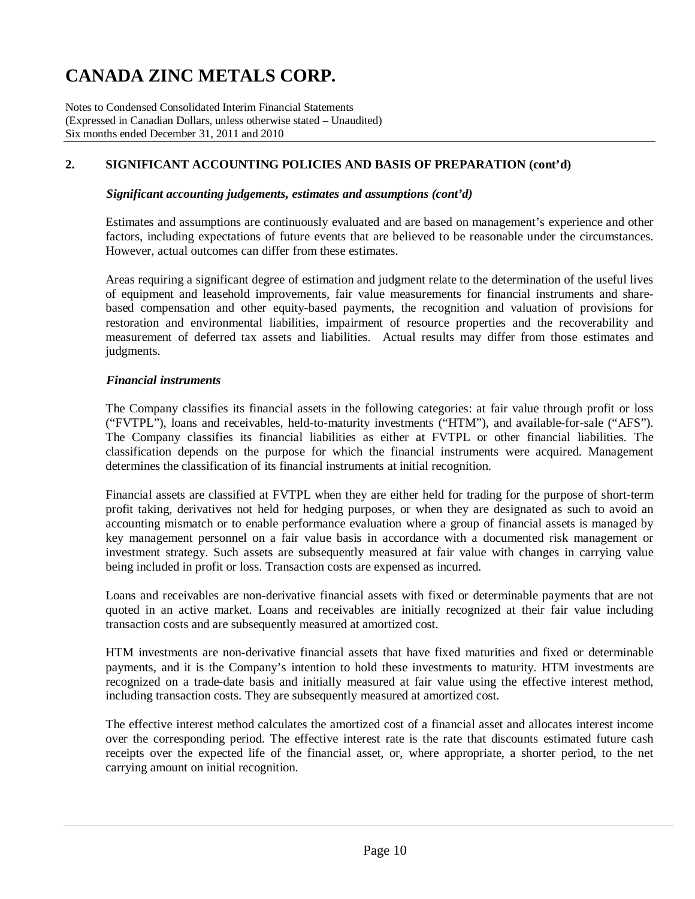# CANADA ZINC METALS CORP.

Notes to Condensed Consolidated Interim Financial Statements
(Expressed in Canadian Dollars, unless otherwise stated – Unaudited)
Six months ended December 31, 2011 and 2010

## 2. SIGNIFICANT ACCOUNTING POLICIES AND BASIS OF PREPARATION (cont'd)

***Significant accounting judgements, estimates and assumptions (cont'd)***

Estimates and assumptions are continuously evaluated and are based on management's experience and other factors, including expectations of future events that are believed to be reasonable under the circumstances. However, actual outcomes can differ from these estimates.

Areas requiring a significant degree of estimation and judgment relate to the determination of the useful lives of equipment and leasehold improvements, fair value measurements for financial instruments and share-based compensation and other equity-based payments, the recognition and valuation of provisions for restoration and environmental liabilities, impairment of resource properties and the recoverability and measurement of deferred tax assets and liabilities. Actual results may differ from those estimates and judgments.

***Financial instruments***

The Company classifies its financial assets in the following categories: at fair value through profit or loss ("FVTPL"), loans and receivables, held-to-maturity investments ("HTM"), and available-for-sale ("AFS"). The Company classifies its financial liabilities as either at FVTPL or other financial liabilities. The classification depends on the purpose for which the financial instruments were acquired. Management determines the classification of its financial instruments at initial recognition.

Financial assets are classified at FVTPL when they are either held for trading for the purpose of short-term profit taking, derivatives not held for hedging purposes, or when they are designated as such to avoid an accounting mismatch or to enable performance evaluation where a group of financial assets is managed by key management personnel on a fair value basis in accordance with a documented risk management or investment strategy. Such assets are subsequently measured at fair value with changes in carrying value being included in profit or loss. Transaction costs are expensed as incurred.

Loans and receivables are non-derivative financial assets with fixed or determinable payments that are not quoted in an active market. Loans and receivables are initially recognized at their fair value including transaction costs and are subsequently measured at amortized cost.

HTM investments are non-derivative financial assets that have fixed maturities and fixed or determinable payments, and it is the Company's intention to hold these investments to maturity. HTM investments are recognized on a trade-date basis and initially measured at fair value using the effective interest method, including transaction costs. They are subsequently measured at amortized cost.

The effective interest method calculates the amortized cost of a financial asset and allocates interest income over the corresponding period. The effective interest rate is the rate that discounts estimated future cash receipts over the expected life of the financial asset, or, where appropriate, a shorter period, to the net carrying amount on initial recognition.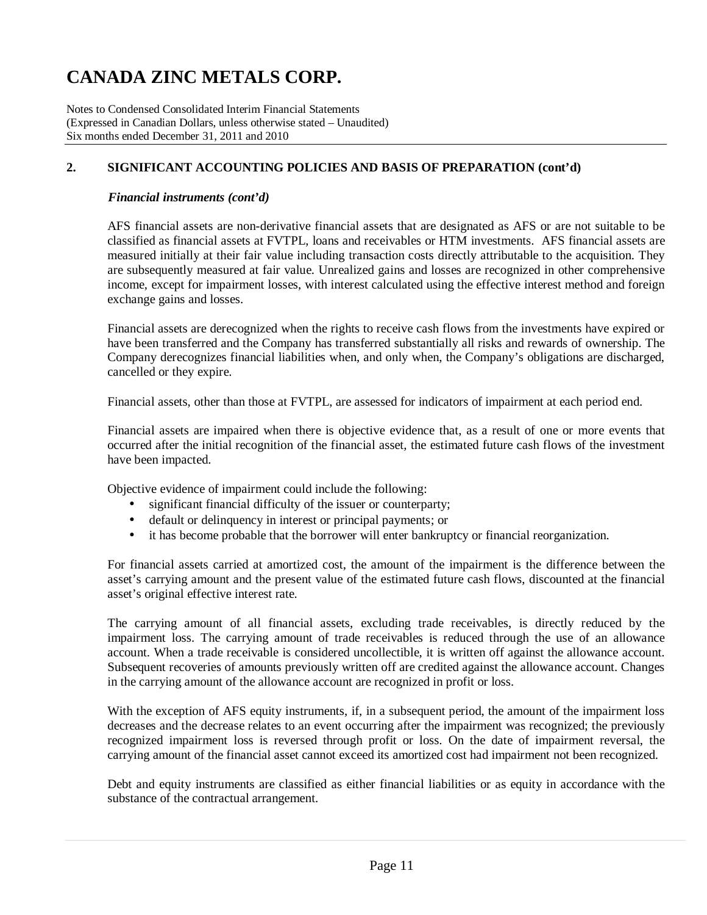## 2. SIGNIFICANT ACCOUNTING POLICIES AND BASIS OF PREPARATION (cont'd)

### *Financial instruments (cont'd)*

AFS financial assets are non-derivative financial assets that are designated as AFS or are not suitable to be classified as financial assets at FVTPL, loans and receivables or HTM investments. AFS financial assets are measured initially at their fair value including transaction costs directly attributable to the acquisition. They are subsequently measured at fair value. Unrealized gains and losses are recognized in other comprehensive income, except for impairment losses, with interest calculated using the effective interest method and foreign exchange gains and losses.

Financial assets are derecognized when the rights to receive cash flows from the investments have expired or have been transferred and the Company has transferred substantially all risks and rewards of ownership. The Company derecognizes financial liabilities when, and only when, the Company's obligations are discharged, cancelled or they expire.

Financial assets, other than those at FVTPL, are assessed for indicators of impairment at each period end.

Financial assets are impaired when there is objective evidence that, as a result of one or more events that occurred after the initial recognition of the financial asset, the estimated future cash flows of the investment have been impacted.

Objective evidence of impairment could include the following:

- significant financial difficulty of the issuer or counterparty;
- default or delinquency in interest or principal payments; or
- it has become probable that the borrower will enter bankruptcy or financial reorganization.

For financial assets carried at amortized cost, the amount of the impairment is the difference between the asset's carrying amount and the present value of the estimated future cash flows, discounted at the financial asset's original effective interest rate.

The carrying amount of all financial assets, excluding trade receivables, is directly reduced by the impairment loss. The carrying amount of trade receivables is reduced through the use of an allowance account. When a trade receivable is considered uncollectible, it is written off against the allowance account. Subsequent recoveries of amounts previously written off are credited against the allowance account. Changes in the carrying amount of the allowance account are recognized in profit or loss.

With the exception of AFS equity instruments, if, in a subsequent period, the amount of the impairment loss decreases and the decrease relates to an event occurring after the impairment was recognized; the previously recognized impairment loss is reversed through profit or loss. On the date of impairment reversal, the carrying amount of the financial asset cannot exceed its amortized cost had impairment not been recognized.

Debt and equity instruments are classified as either financial liabilities or as equity in accordance with the substance of the contractual arrangement.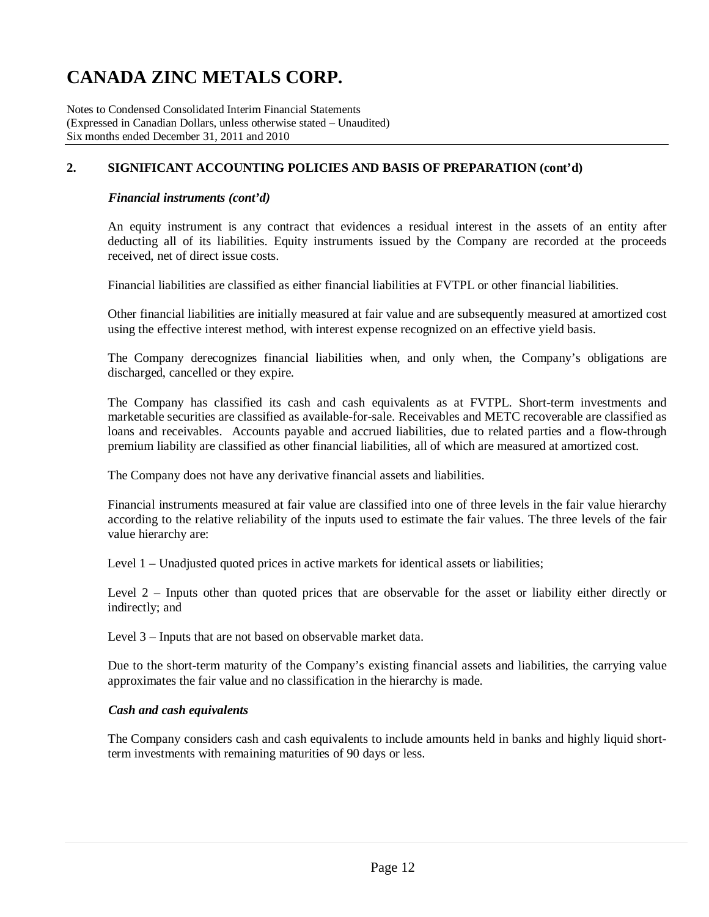## 2. SIGNIFICANT ACCOUNTING POLICIES AND BASIS OF PREPARATION (cont'd)

### *Financial instruments (cont'd)*

An equity instrument is any contract that evidences a residual interest in the assets of an entity after deducting all of its liabilities. Equity instruments issued by the Company are recorded at the proceeds received, net of direct issue costs.

Financial liabilities are classified as either financial liabilities at FVTPL or other financial liabilities.

Other financial liabilities are initially measured at fair value and are subsequently measured at amortized cost using the effective interest method, with interest expense recognized on an effective yield basis.

The Company derecognizes financial liabilities when, and only when, the Company's obligations are discharged, cancelled or they expire.

The Company has classified its cash and cash equivalents as at FVTPL. Short-term investments and marketable securities are classified as available-for-sale. Receivables and METC recoverable are classified as loans and receivables. Accounts payable and accrued liabilities, due to related parties and a flow-through premium liability are classified as other financial liabilities, all of which are measured at amortized cost.

The Company does not have any derivative financial assets and liabilities.

Financial instruments measured at fair value are classified into one of three levels in the fair value hierarchy according to the relative reliability of the inputs used to estimate the fair values. The three levels of the fair value hierarchy are:

Level 1 – Unadjusted quoted prices in active markets for identical assets or liabilities;

Level 2 – Inputs other than quoted prices that are observable for the asset or liability either directly or indirectly; and

Level 3 – Inputs that are not based on observable market data.

Due to the short-term maturity of the Company's existing financial assets and liabilities, the carrying value approximates the fair value and no classification in the hierarchy is made.

### *Cash and cash equivalents*

The Company considers cash and cash equivalents to include amounts held in banks and highly liquid short-term investments with remaining maturities of 90 days or less.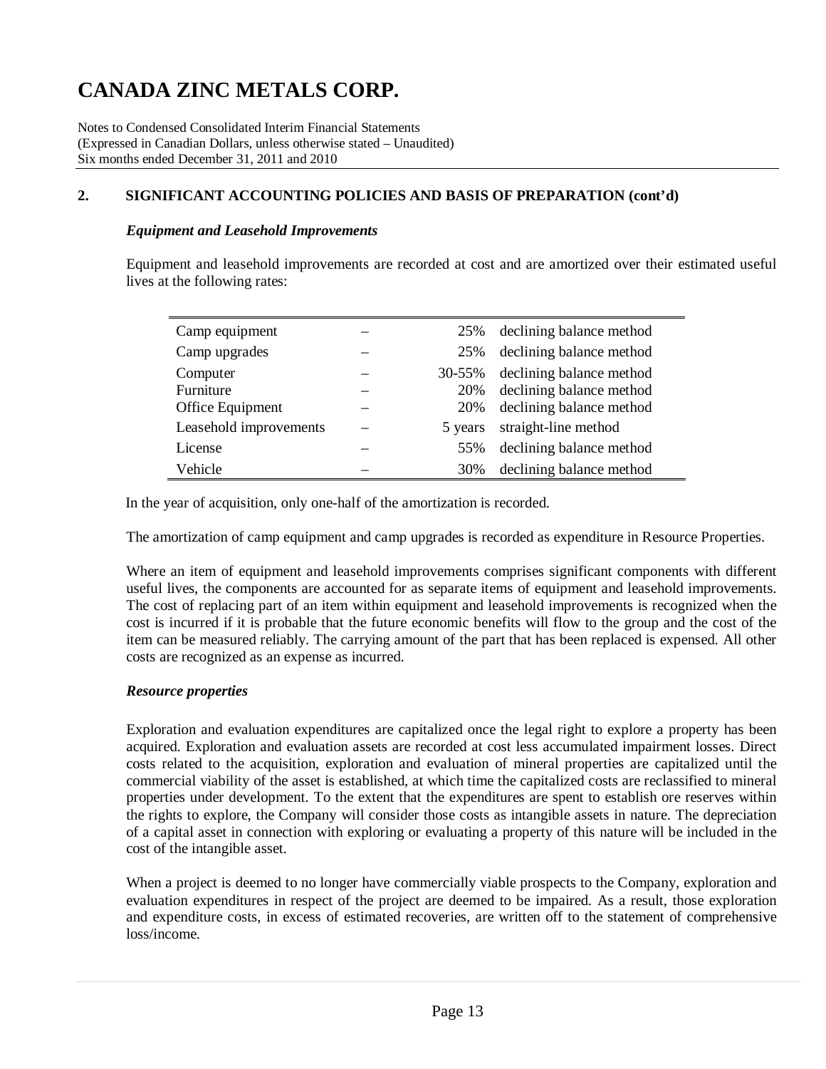# CANADA ZINC METALS CORP.

Notes to Condensed Consolidated Interim Financial Statements
(Expressed in Canadian Dollars, unless otherwise stated – Unaudited)
Six months ended December 31, 2011 and 2010

## 2. SIGNIFICANT ACCOUNTING POLICIES AND BASIS OF PREPARATION (cont'd)

### *Equipment and Leasehold Improvements*

Equipment and leasehold improvements are recorded at cost and are amortized over their estimated useful lives at the following rates:

| | | | |
|---|---|---|---|
| Camp equipment | – | 25% | declining balance method |
| Camp upgrades | – | 25% | declining balance method |
| Computer | – | 30-55% | declining balance method |
| Furniture | – | 20% | declining balance method |
| Office Equipment | – | 20% | declining balance method |
| Leasehold improvements | – | 5 years | straight-line method |
| License | – | 55% | declining balance method |
| Vehicle | – | 30% | declining balance method |

In the year of acquisition, only one-half of the amortization is recorded.

The amortization of camp equipment and camp upgrades is recorded as expenditure in Resource Properties.

Where an item of equipment and leasehold improvements comprises significant components with different useful lives, the components are accounted for as separate items of equipment and leasehold improvements. The cost of replacing part of an item within equipment and leasehold improvements is recognized when the cost is incurred if it is probable that the future economic benefits will flow to the group and the cost of the item can be measured reliably. The carrying amount of the part that has been replaced is expensed. All other costs are recognized as an expense as incurred.

### *Resource properties*

Exploration and evaluation expenditures are capitalized once the legal right to explore a property has been acquired. Exploration and evaluation assets are recorded at cost less accumulated impairment losses. Direct costs related to the acquisition, exploration and evaluation of mineral properties are capitalized until the commercial viability of the asset is established, at which time the capitalized costs are reclassified to mineral properties under development. To the extent that the expenditures are spent to establish ore reserves within the rights to explore, the Company will consider those costs as intangible assets in nature. The depreciation of a capital asset in connection with exploring or evaluating a property of this nature will be included in the cost of the intangible asset.

When a project is deemed to no longer have commercially viable prospects to the Company, exploration and evaluation expenditures in respect of the project are deemed to be impaired. As a result, those exploration and expenditure costs, in excess of estimated recoveries, are written off to the statement of comprehensive loss/income.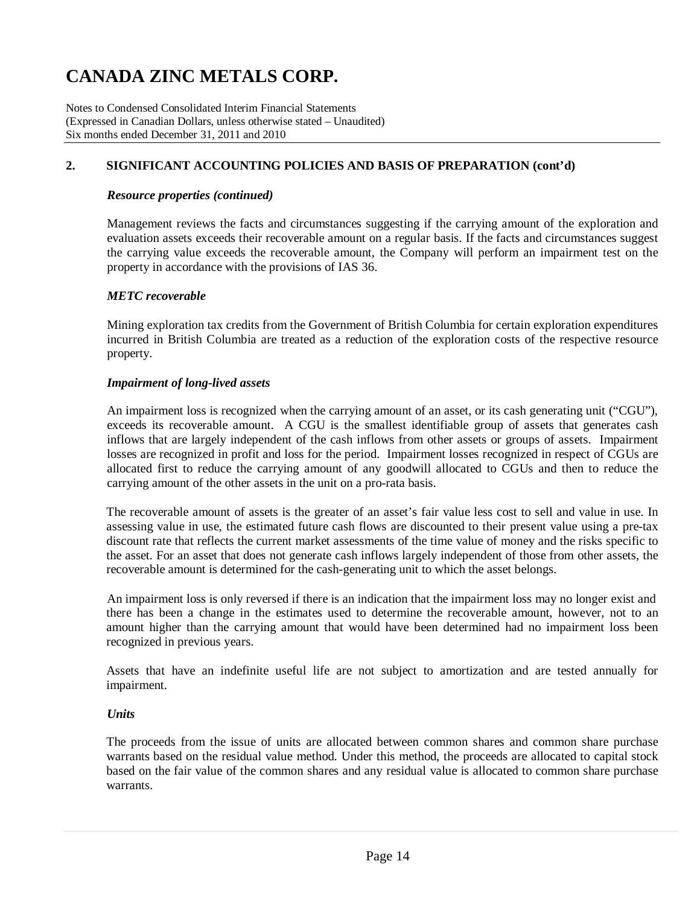## 2. SIGNIFICANT ACCOUNTING POLICIES AND BASIS OF PREPARATION (cont'd)

### *Resource properties (continued)*

Management reviews the facts and circumstances suggesting if the carrying amount of the exploration and evaluation assets exceeds their recoverable amount on a regular basis. If the facts and circumstances suggest the carrying value exceeds the recoverable amount, the Company will perform an impairment test on the property in accordance with the provisions of IAS 36.

### *METC recoverable*

Mining exploration tax credits from the Government of British Columbia for certain exploration expenditures incurred in British Columbia are treated as a reduction of the exploration costs of the respective resource property.

### *Impairment of long-lived assets*

An impairment loss is recognized when the carrying amount of an asset, or its cash generating unit ("CGU"), exceeds its recoverable amount. A CGU is the smallest identifiable group of assets that generates cash inflows that are largely independent of the cash inflows from other assets or groups of assets. Impairment losses are recognized in profit and loss for the period. Impairment losses recognized in respect of CGUs are allocated first to reduce the carrying amount of any goodwill allocated to CGUs and then to reduce the carrying amount of the other assets in the unit on a pro-rata basis.

The recoverable amount of assets is the greater of an asset's fair value less cost to sell and value in use. In assessing value in use, the estimated future cash flows are discounted to their present value using a pre-tax discount rate that reflects the current market assessments of the time value of money and the risks specific to the asset. For an asset that does not generate cash inflows largely independent of those from other assets, the recoverable amount is determined for the cash-generating unit to which the asset belongs.

An impairment loss is only reversed if there is an indication that the impairment loss may no longer exist and there has been a change in the estimates used to determine the recoverable amount, however, not to an amount higher than the carrying amount that would have been determined had no impairment loss been recognized in previous years.

Assets that have an indefinite useful life are not subject to amortization and are tested annually for impairment.

### *Units*

The proceeds from the issue of units are allocated between common shares and common share purchase warrants based on the residual value method. Under this method, the proceeds are allocated to capital stock based on the fair value of the common shares and any residual value is allocated to common share purchase warrants.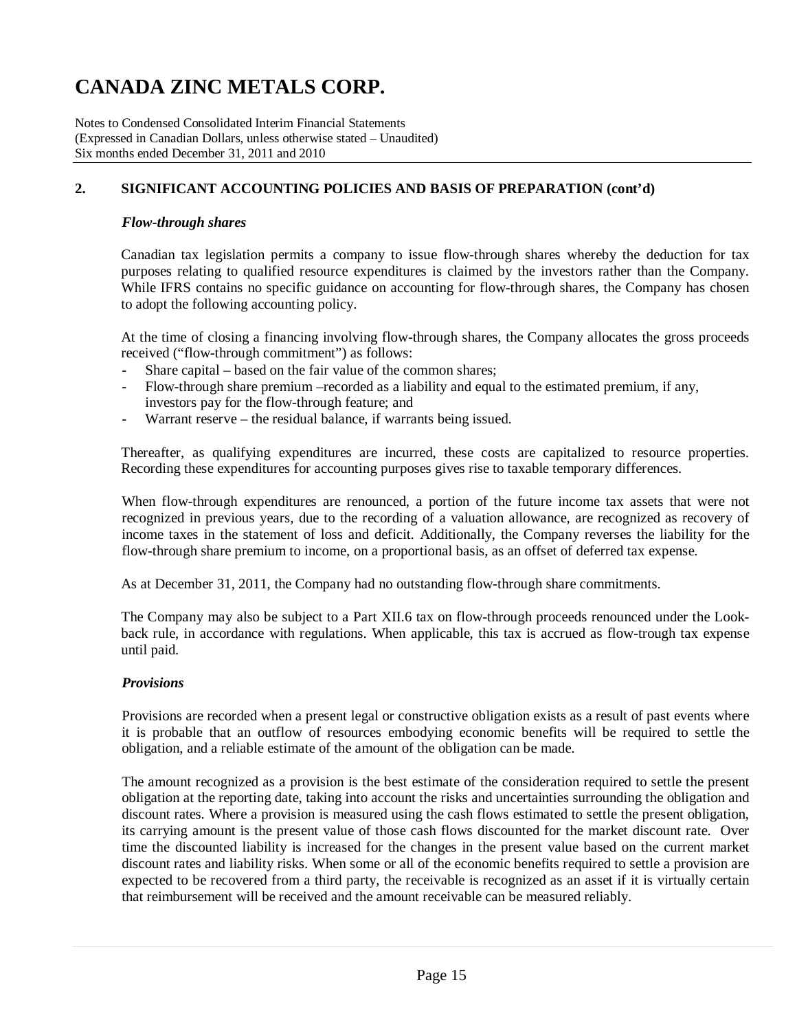## 2. SIGNIFICANT ACCOUNTING POLICIES AND BASIS OF PREPARATION (cont'd)

### *Flow-through shares*

Canadian tax legislation permits a company to issue flow-through shares whereby the deduction for tax purposes relating to qualified resource expenditures is claimed by the investors rather than the Company. While IFRS contains no specific guidance on accounting for flow-through shares, the Company has chosen to adopt the following accounting policy.

At the time of closing a financing involving flow-through shares, the Company allocates the gross proceeds received ("flow-through commitment") as follows:

- Share capital – based on the fair value of the common shares;
- Flow-through share premium –recorded as a liability and equal to the estimated premium, if any, investors pay for the flow-through feature; and
- Warrant reserve – the residual balance, if warrants being issued.

Thereafter, as qualifying expenditures are incurred, these costs are capitalized to resource properties. Recording these expenditures for accounting purposes gives rise to taxable temporary differences.

When flow-through expenditures are renounced, a portion of the future income tax assets that were not recognized in previous years, due to the recording of a valuation allowance, are recognized as recovery of income taxes in the statement of loss and deficit. Additionally, the Company reverses the liability for the flow-through share premium to income, on a proportional basis, as an offset of deferred tax expense.

As at December 31, 2011, the Company had no outstanding flow-through share commitments.

The Company may also be subject to a Part XII.6 tax on flow-through proceeds renounced under the Look-back rule, in accordance with regulations. When applicable, this tax is accrued as flow-trough tax expense until paid.

### *Provisions*

Provisions are recorded when a present legal or constructive obligation exists as a result of past events where it is probable that an outflow of resources embodying economic benefits will be required to settle the obligation, and a reliable estimate of the amount of the obligation can be made.

The amount recognized as a provision is the best estimate of the consideration required to settle the present obligation at the reporting date, taking into account the risks and uncertainties surrounding the obligation and discount rates. Where a provision is measured using the cash flows estimated to settle the present obligation, its carrying amount is the present value of those cash flows discounted for the market discount rate. Over time the discounted liability is increased for the changes in the present value based on the current market discount rates and liability risks. When some or all of the economic benefits required to settle a provision are expected to be recovered from a third party, the receivable is recognized as an asset if it is virtually certain that reimbursement will be received and the amount receivable can be measured reliably.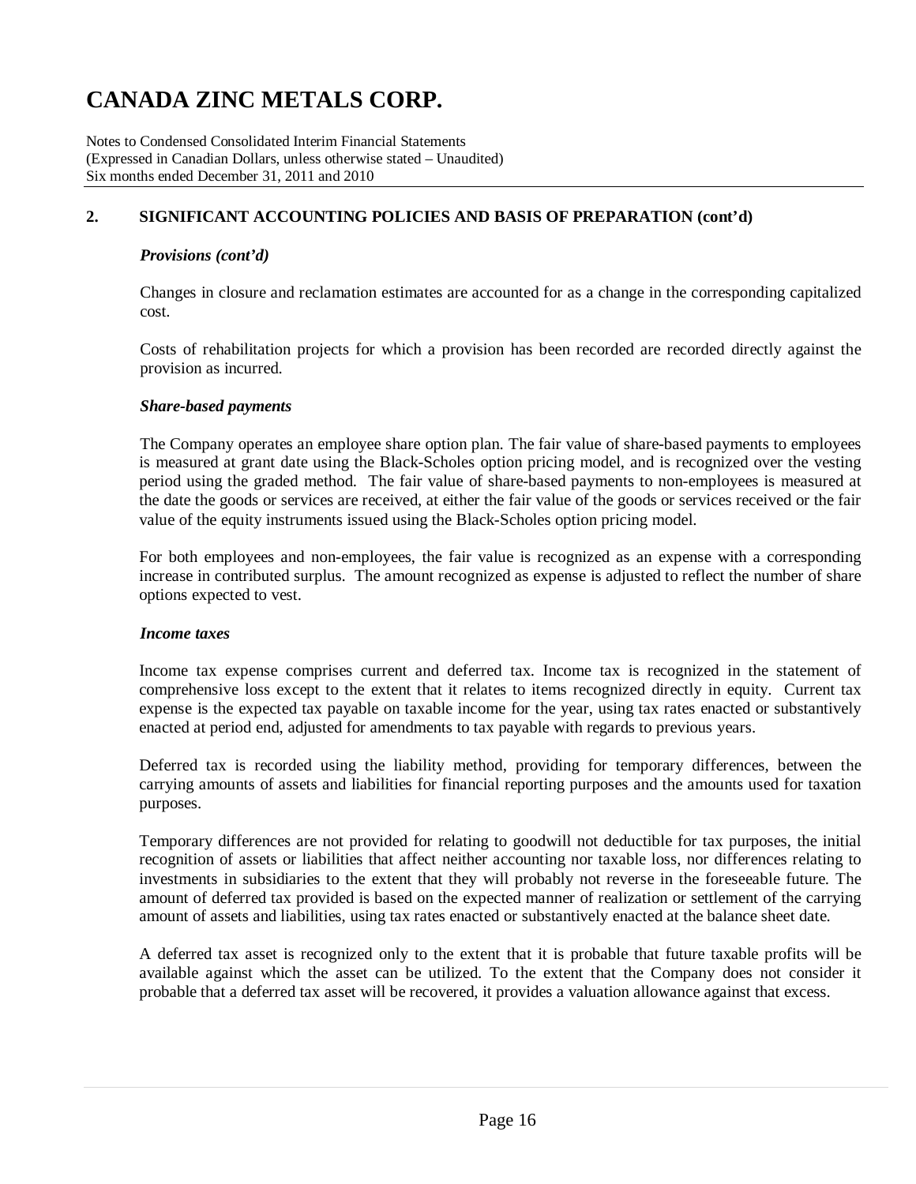## 2. SIGNIFICANT ACCOUNTING POLICIES AND BASIS OF PREPARATION (cont'd)

### *Provisions (cont'd)*

Changes in closure and reclamation estimates are accounted for as a change in the corresponding capitalized cost.

Costs of rehabilitation projects for which a provision has been recorded are recorded directly against the provision as incurred.

### *Share-based payments*

The Company operates an employee share option plan. The fair value of share-based payments to employees is measured at grant date using the Black-Scholes option pricing model, and is recognized over the vesting period using the graded method. The fair value of share-based payments to non-employees is measured at the date the goods or services are received, at either the fair value of the goods or services received or the fair value of the equity instruments issued using the Black-Scholes option pricing model.

For both employees and non-employees, the fair value is recognized as an expense with a corresponding increase in contributed surplus. The amount recognized as expense is adjusted to reflect the number of share options expected to vest.

### *Income taxes*

Income tax expense comprises current and deferred tax. Income tax is recognized in the statement of comprehensive loss except to the extent that it relates to items recognized directly in equity. Current tax expense is the expected tax payable on taxable income for the year, using tax rates enacted or substantively enacted at period end, adjusted for amendments to tax payable with regards to previous years.

Deferred tax is recorded using the liability method, providing for temporary differences, between the carrying amounts of assets and liabilities for financial reporting purposes and the amounts used for taxation purposes.

Temporary differences are not provided for relating to goodwill not deductible for tax purposes, the initial recognition of assets or liabilities that affect neither accounting nor taxable loss, nor differences relating to investments in subsidiaries to the extent that they will probably not reverse in the foreseeable future. The amount of deferred tax provided is based on the expected manner of realization or settlement of the carrying amount of assets and liabilities, using tax rates enacted or substantively enacted at the balance sheet date.

A deferred tax asset is recognized only to the extent that it is probable that future taxable profits will be available against which the asset can be utilized. To the extent that the Company does not consider it probable that a deferred tax asset will be recovered, it provides a valuation allowance against that excess.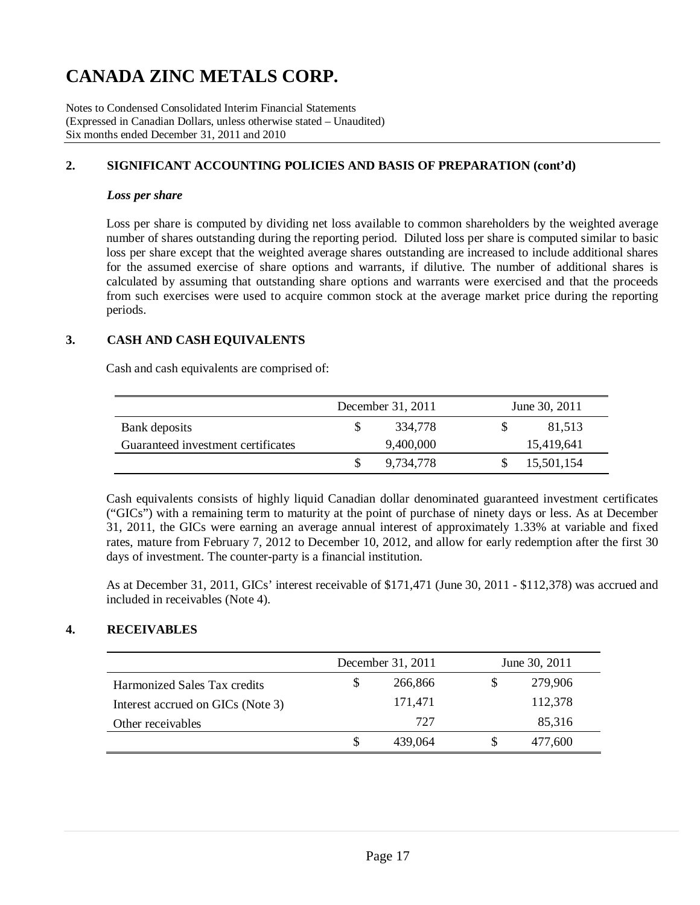# CANADA ZINC METALS CORP.

Notes to Condensed Consolidated Interim Financial Statements
(Expressed in Canadian Dollars, unless otherwise stated – Unaudited)
Six months ended December 31, 2011 and 2010

## 2. SIGNIFICANT ACCOUNTING POLICIES AND BASIS OF PREPARATION (cont'd)

***Loss per share***

Loss per share is computed by dividing net loss available to common shareholders by the weighted average number of shares outstanding during the reporting period. Diluted loss per share is computed similar to basic loss per share except that the weighted average shares outstanding are increased to include additional shares for the assumed exercise of share options and warrants, if dilutive. The number of additional shares is calculated by assuming that outstanding share options and warrants were exercised and that the proceeds from such exercises were used to acquire common stock at the average market price during the reporting periods.

## 3. CASH AND CASH EQUIVALENTS

Cash and cash equivalents are comprised of:

| | December 31, 2011 | June 30, 2011 |
|---|---|---|
| Bank deposits | $ 334,778 | $ 81,513 |
| Guaranteed investment certificates | 9,400,000 | 15,419,641 |
| | $ 9,734,778 | $ 15,501,154 |

Cash equivalents consists of highly liquid Canadian dollar denominated guaranteed investment certificates ("GICs") with a remaining term to maturity at the point of purchase of ninety days or less. As at December 31, 2011, the GICs were earning an average annual interest of approximately 1.33% at variable and fixed rates, mature from February 7, 2012 to December 10, 2012, and allow for early redemption after the first 30 days of investment. The counter-party is a financial institution.

As at December 31, 2011, GICs' interest receivable of $171,471 (June 30, 2011 - $112,378) was accrued and included in receivables (Note 4).

## 4. RECEIVABLES

| | December 31, 2011 | June 30, 2011 |
|---|---|---|
| Harmonized Sales Tax credits | $ 266,866 | $ 279,906 |
| Interest accrued on GICs (Note 3) | 171,471 | 112,378 |
| Other receivables | 727 | 85,316 |
| | $ 439,064 | $ 477,600 |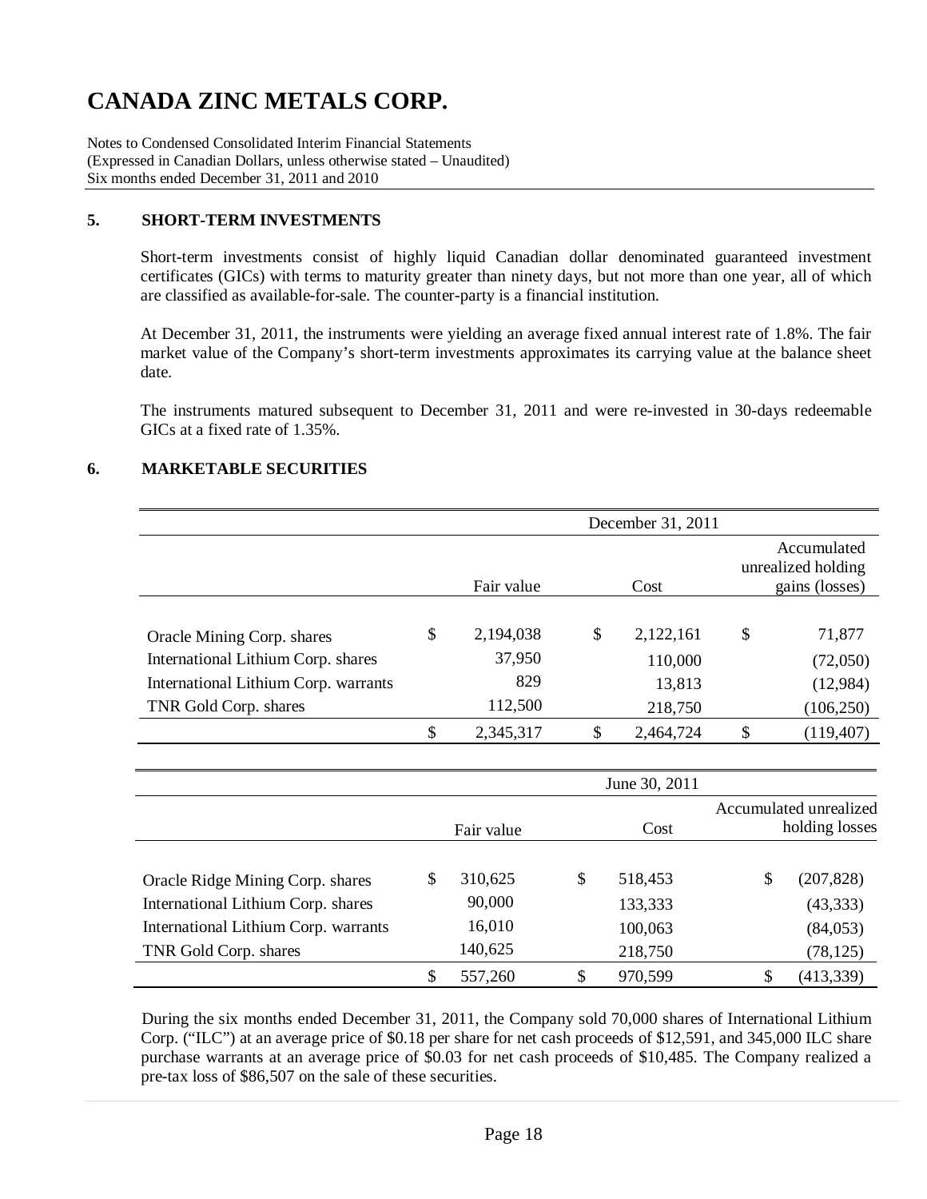# CANADA ZINC METALS CORP.

Notes to Condensed Consolidated Interim Financial Statements
(Expressed in Canadian Dollars, unless otherwise stated – Unaudited)
Six months ended December 31, 2011 and 2010

## 5. SHORT-TERM INVESTMENTS

Short-term investments consist of highly liquid Canadian dollar denominated guaranteed investment certificates (GICs) with terms to maturity greater than ninety days, but not more than one year, all of which are classified as available-for-sale. The counter-party is a financial institution.

At December 31, 2011, the instruments were yielding an average fixed annual interest rate of 1.8%. The fair market value of the Company's short-term investments approximates its carrying value at the balance sheet date.

The instruments matured subsequent to December 31, 2011 and were re-invested in 30-days redeemable GICs at a fixed rate of 1.35%.

## 6. MARKETABLE SECURITIES

| | December 31, 2011 | | |
|---|---|---|---|
| | Fair value | Cost | Accumulated unrealized holding gains (losses) |
| Oracle Mining Corp. shares | $ 2,194,038 | $ 2,122,161 | $ 71,877 |
| International Lithium Corp. shares | 37,950 | 110,000 | (72,050) |
| International Lithium Corp. warrants | 829 | 13,813 | (12,984) |
| TNR Gold Corp. shares | 112,500 | 218,750 | (106,250) |
| | $ 2,345,317 | $ 2,464,724 | $ (119,407) |

| | June 30, 2011 | | |
|---|---|---|---|
| | Fair value | Cost | Accumulated unrealized holding losses |
| Oracle Ridge Mining Corp. shares | $ 310,625 | $ 518,453 | $ (207,828) |
| International Lithium Corp. shares | 90,000 | 133,333 | (43,333) |
| International Lithium Corp. warrants | 16,010 | 100,063 | (84,053) |
| TNR Gold Corp. shares | 140,625 | 218,750 | (78,125) |
| | $ 557,260 | $ 970,599 | $ (413,339) |

During the six months ended December 31, 2011, the Company sold 70,000 shares of International Lithium Corp. ("ILC") at an average price of $0.18 per share for net cash proceeds of $12,591, and 345,000 ILC share purchase warrants at an average price of $0.03 for net cash proceeds of $10,485. The Company realized a pre-tax loss of $86,507 on the sale of these securities.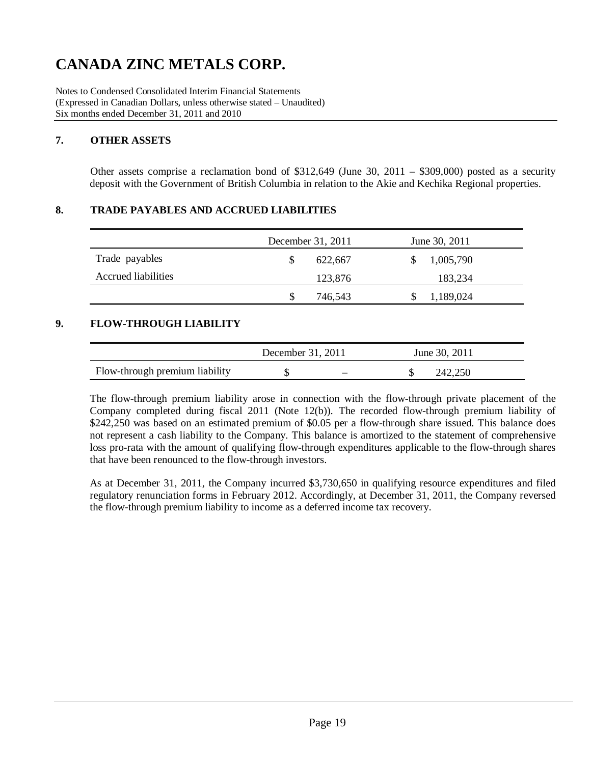# CANADA ZINC METALS CORP.

Notes to Condensed Consolidated Interim Financial Statements
(Expressed in Canadian Dollars, unless otherwise stated – Unaudited)
Six months ended December 31, 2011 and 2010

## 7. OTHER ASSETS

Other assets comprise a reclamation bond of $312,649 (June 30, 2011 – $309,000) posted as a security deposit with the Government of British Columbia in relation to the Akie and Kechika Regional properties.

## 8. TRADE PAYABLES AND ACCRUED LIABILITIES

| | December 31, 2011 | June 30, 2011 |
|---|---|---|
| Trade payables | $ 622,667 | $ 1,005,790 |
| Accrued liabilities | 123,876 | 183,234 |
| | $ 746,543 | $ 1,189,024 |

## 9. FLOW-THROUGH LIABILITY

| | December 31, 2011 | June 30, 2011 |
|---|---|---|
| Flow-through premium liability | $ – | $ 242,250 |

The flow-through premium liability arose in connection with the flow-through private placement of the Company completed during fiscal 2011 (Note 12(b)). The recorded flow-through premium liability of $242,250 was based on an estimated premium of $0.05 per a flow-through share issued. This balance does not represent a cash liability to the Company. This balance is amortized to the statement of comprehensive loss pro-rata with the amount of qualifying flow-through expenditures applicable to the flow-through shares that have been renounced to the flow-through investors.

As at December 31, 2011, the Company incurred $3,730,650 in qualifying resource expenditures and filed regulatory renunciation forms in February 2012. Accordingly, at December 31, 2011, the Company reversed the flow-through premium liability to income as a deferred income tax recovery.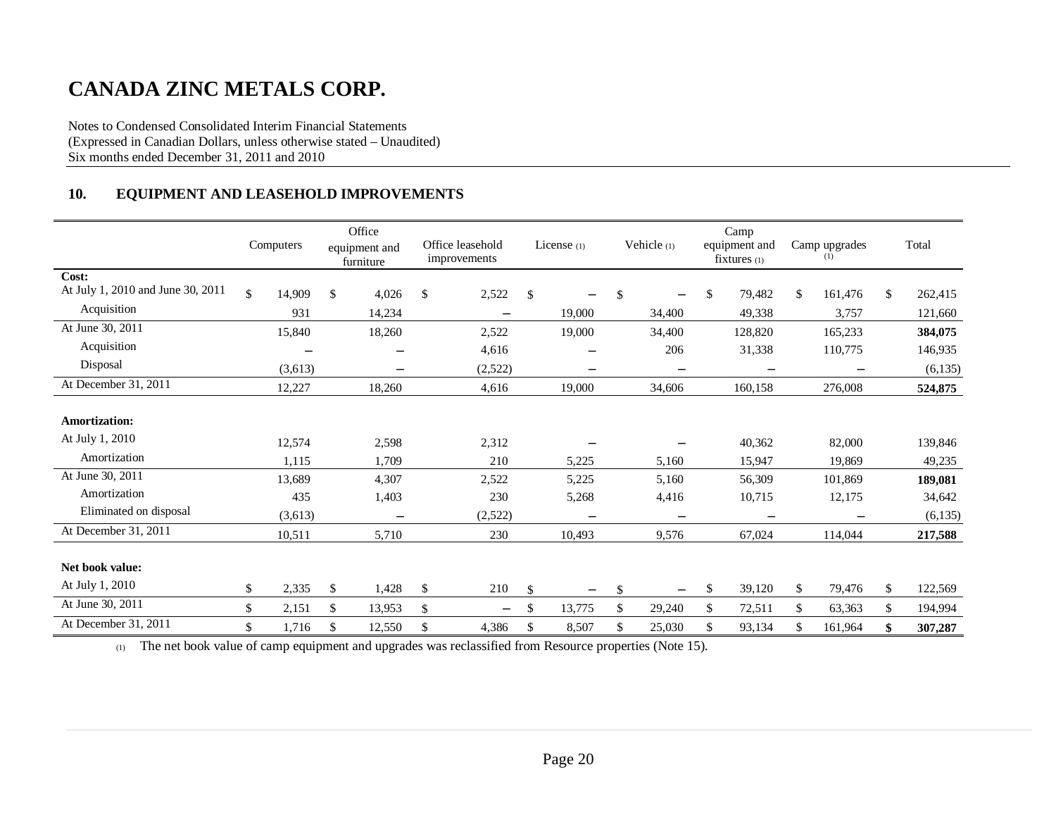# CANADA ZINC METALS CORP.

Notes to Condensed Consolidated Interim Financial Statements
(Expressed in Canadian Dollars, unless otherwise stated – Unaudited)
Six months ended December 31, 2011 and 2010

## 10. EQUIPMENT AND LEASEHOLD IMPROVEMENTS

| | Computers | Office equipment and furniture | Office leasehold improvements | License (1) | Vehicle (1) | Camp equipment and fixtures (1) | Camp upgrades (1) | Total |
|---|---|---|---|---|---|---|---|---|
| **Cost:** | | | | | | | | |
| At July 1, 2010 and June 30, 2011 | $ 14,909 | $ 4,026 | $ 2,522 | $ – | $ – | $ 79,482 | $ 161,476 | $ 262,415 |
| Acquisition | 931 | 14,234 | – | 19,000 | 34,400 | 49,338 | 3,757 | 121,660 |
| At June 30, 2011 | 15,840 | 18,260 | 2,522 | 19,000 | 34,400 | 128,820 | 165,233 | **384,075** |
| Acquisition | – | – | 4,616 | – | 206 | 31,338 | 110,775 | 146,935 |
| Disposal | (3,613) | – | (2,522) | – | – | – | – | (6,135) |
| At December 31, 2011 | 12,227 | 18,260 | 4,616 | 19,000 | 34,606 | 160,158 | 276,008 | **524,875** |
| **Amortization:** | | | | | | | | |
| At July 1, 2010 | 12,574 | 2,598 | 2,312 | – | – | 40,362 | 82,000 | 139,846 |
| Amortization | 1,115 | 1,709 | 210 | 5,225 | 5,160 | 15,947 | 19,869 | 49,235 |
| At June 30, 2011 | 13,689 | 4,307 | 2,522 | 5,225 | 5,160 | 56,309 | 101,869 | **189,081** |
| Amortization | 435 | 1,403 | 230 | 5,268 | 4,416 | 10,715 | 12,175 | 34,642 |
| Eliminated on disposal | (3,613) | – | (2,522) | – | – | – | – | (6,135) |
| At December 31, 2011 | 10,511 | 5,710 | 230 | 10,493 | 9,576 | 67,024 | 114,044 | **217,588** |
| **Net book value:** | | | | | | | | |
| At July 1, 2010 | $ 2,335 | $ 1,428 | $ 210 | $ – | $ – | $ 39,120 | $ 79,476 | $ 122,569 |
| At June 30, 2011 | $ 2,151 | $ 13,953 | $ – | $ 13,775 | $ 29,240 | $ 72,511 | $ 63,363 | $ 194,994 |
| At December 31, 2011 | $ 1,716 | $ 12,550 | $ 4,386 | $ 8,507 | $ 25,030 | $ 93,134 | $ 161,964 | **$ 307,287** |

(1) The net book value of camp equipment and upgrades was reclassified from Resource properties (Note 15).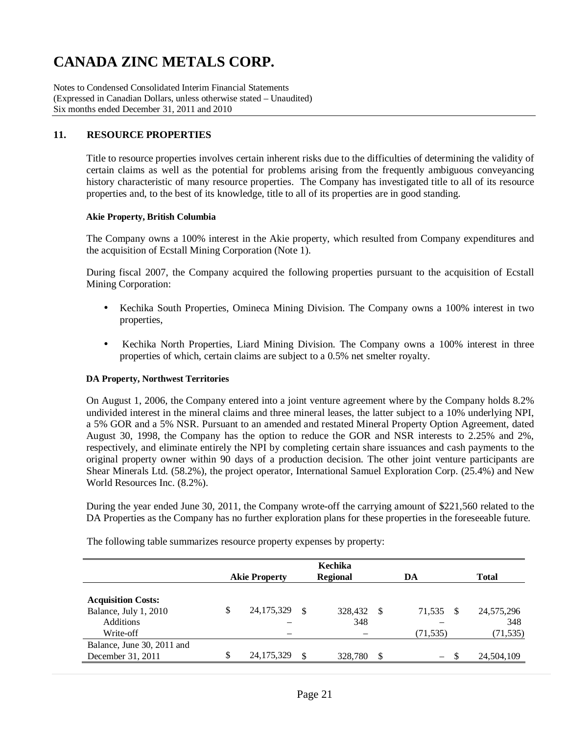# CANADA ZINC METALS CORP.

Notes to Condensed Consolidated Interim Financial Statements
(Expressed in Canadian Dollars, unless otherwise stated – Unaudited)
Six months ended December 31, 2011 and 2010

## 11. RESOURCE PROPERTIES

Title to resource properties involves certain inherent risks due to the difficulties of determining the validity of certain claims as well as the potential for problems arising from the frequently ambiguous conveyancing history characteristic of many resource properties. The Company has investigated title to all of its resource properties and, to the best of its knowledge, title to all of its properties are in good standing.

**Akie Property, British Columbia**

The Company owns a 100% interest in the Akie property, which resulted from Company expenditures and the acquisition of Ecstall Mining Corporation (Note 1).

During fiscal 2007, the Company acquired the following properties pursuant to the acquisition of Ecstall Mining Corporation:

- Kechika South Properties, Omineca Mining Division. The Company owns a 100% interest in two properties,
- Kechika North Properties, Liard Mining Division. The Company owns a 100% interest in three properties of which, certain claims are subject to a 0.5% net smelter royalty.

**DA Property, Northwest Territories**

On August 1, 2006, the Company entered into a joint venture agreement where by the Company holds 8.2% undivided interest in the mineral claims and three mineral leases, the latter subject to a 10% underlying NPI, a 5% GOR and a 5% NSR. Pursuant to an amended and restated Mineral Property Option Agreement, dated August 30, 1998, the Company has the option to reduce the GOR and NSR interests to 2.25% and 2%, respectively, and eliminate entirely the NPI by completing certain share issuances and cash payments to the original property owner within 90 days of a production decision. The other joint venture participants are Shear Minerals Ltd. (58.2%), the project operator, International Samuel Exploration Corp. (25.4%) and New World Resources Inc. (8.2%).

During the year ended June 30, 2011, the Company wrote-off the carrying amount of $221,560 related to the DA Properties as the Company has no further exploration plans for these properties in the foreseeable future.

The following table summarizes resource property expenses by property:

| | Akie Property | Kechika Regional | DA | Total |
|---|---|---|---|---|
| **Acquisition Costs:** | | | | |
| Balance, July 1, 2010 | $ 24,175,329 | $ 328,432 | $ 71,535 | $ 24,575,296 |
| Additions | – | 348 | – | 348 |
| Write-off | – | – | (71,535) | (71,535) |
| Balance, June 30, 2011 and December 31, 2011 | $ 24,175,329 | $ 328,780 | $ – | $ 24,504,109 |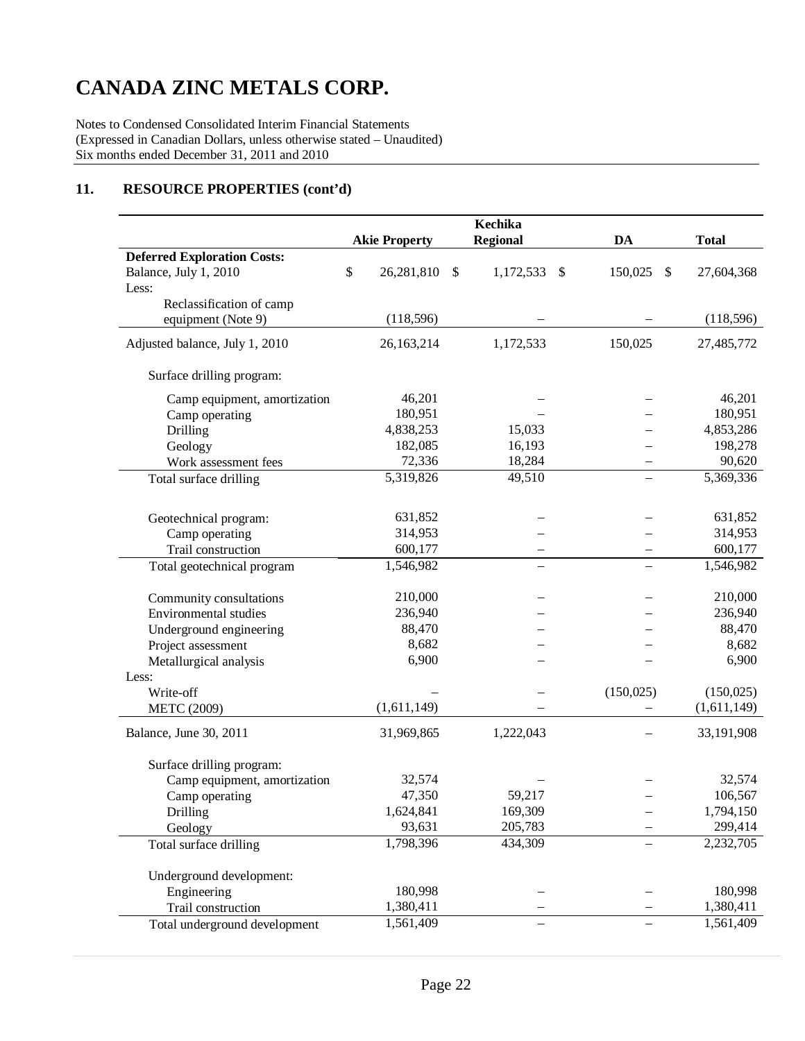# CANADA ZINC METALS CORP.

Notes to Condensed Consolidated Interim Financial Statements
(Expressed in Canadian Dollars, unless otherwise stated – Unaudited)
Six months ended December 31, 2011 and 2010

## 11. RESOURCE PROPERTIES (cont'd)

| | Akie Property | Kechika Regional | DA | Total |
|---|---|---|---|---|
| **Deferred Exploration Costs:** | | | | |
| Balance, July 1, 2010 | $ 26,281,810 | $ 1,172,533 | $ 150,025 | $ 27,604,368 |
| Less: | | | | |
| Reclassification of camp equipment (Note 9) | (118,596) | – | – | (118,596) |
| Adjusted balance, July 1, 2010 | 26,163,214 | 1,172,533 | 150,025 | 27,485,772 |
| Surface drilling program: | | | | |
| Camp equipment, amortization | 46,201 | – | – | 46,201 |
| Camp operating | 180,951 | – | – | 180,951 |
| Drilling | 4,838,253 | 15,033 | – | 4,853,286 |
| Geology | 182,085 | 16,193 | – | 198,278 |
| Work assessment fees | 72,336 | 18,284 | – | 90,620 |
| Total surface drilling | 5,319,826 | 49,510 | – | 5,369,336 |
| Geotechnical program: | 631,852 | – | – | 631,852 |
| Camp operating | 314,953 | – | – | 314,953 |
| Trail construction | 600,177 | – | – | 600,177 |
| Total geotechnical program | 1,546,982 | – | – | 1,546,982 |
| Community consultations | 210,000 | – | – | 210,000 |
| Environmental studies | 236,940 | – | – | 236,940 |
| Underground engineering | 88,470 | – | – | 88,470 |
| Project assessment | 8,682 | – | – | 8,682 |
| Metallurgical analysis | 6,900 | – | – | 6,900 |
| Less: | | | | |
| Write-off | – | – | (150,025) | (150,025) |
| METC (2009) | (1,611,149) | – | – | (1,611,149) |
| Balance, June 30, 2011 | 31,969,865 | 1,222,043 | – | 33,191,908 |
| Surface drilling program: | | | | |
| Camp equipment, amortization | 32,574 | – | – | 32,574 |
| Camp operating | 47,350 | 59,217 | – | 106,567 |
| Drilling | 1,624,841 | 169,309 | – | 1,794,150 |
| Geology | 93,631 | 205,783 | – | 299,414 |
| Total surface drilling | 1,798,396 | 434,309 | – | 2,232,705 |
| Underground development: | | | | |
| Engineering | 180,998 | – | – | 180,998 |
| Trail construction | 1,380,411 | – | – | 1,380,411 |
| Total underground development | 1,561,409 | – | – | 1,561,409 |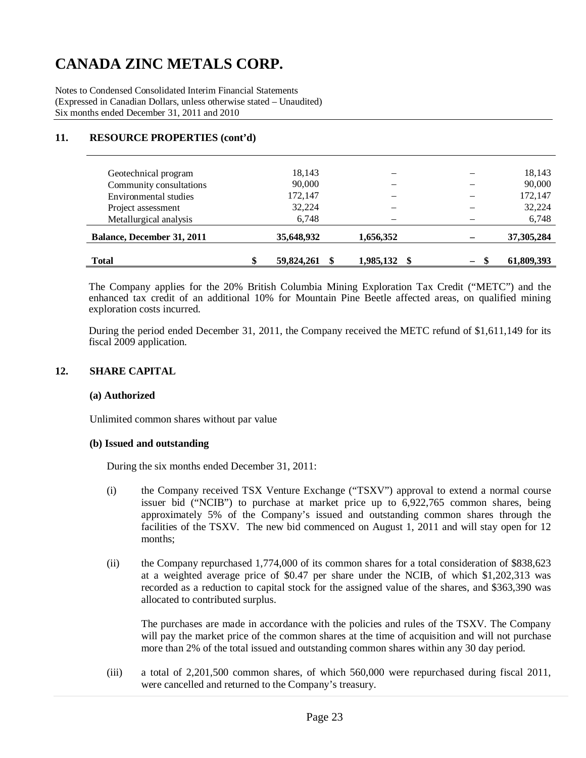# CANADA ZINC METALS CORP.

Notes to Condensed Consolidated Interim Financial Statements
(Expressed in Canadian Dollars, unless otherwise stated – Unaudited)
Six months ended December 31, 2011 and 2010

## 11. RESOURCE PROPERTIES (cont'd)

| | | | | |
|---|---|---|---|---|
| Geotechnical program | 18,143 | – | – | 18,143 |
| Community consultations | 90,000 | – | – | 90,000 |
| Environmental studies | 172,147 | – | – | 172,147 |
| Project assessment | 32,224 | – | – | 32,224 |
| Metallurgical analysis | 6,748 | – | – | 6,748 |
| **Balance, December 31, 2011** | **35,648,932** | **1,656,352** | **–** | **37,305,284** |
| **Total** | **$ 59,824,261** | **$ 1,985,132** | **$ –** | **$ 61,809,393** |

The Company applies for the 20% British Columbia Mining Exploration Tax Credit ("METC") and the enhanced tax credit of an additional 10% for Mountain Pine Beetle affected areas, on qualified mining exploration costs incurred.

During the period ended December 31, 2011, the Company received the METC refund of $1,611,149 for its fiscal 2009 application.

## 12. SHARE CAPITAL

### (a) Authorized

Unlimited common shares without par value

### (b) Issued and outstanding

During the six months ended December 31, 2011:

(i) the Company received TSX Venture Exchange ("TSXV") approval to extend a normal course issuer bid ("NCIB") to purchase at market price up to 6,922,765 common shares, being approximately 5% of the Company's issued and outstanding common shares through the facilities of the TSXV. The new bid commenced on August 1, 2011 and will stay open for 12 months;

(ii) the Company repurchased 1,774,000 of its common shares for a total consideration of $838,623 at a weighted average price of $0.47 per share under the NCIB, of which $1,202,313 was recorded as a reduction to capital stock for the assigned value of the shares, and $363,390 was allocated to contributed surplus.

The purchases are made in accordance with the policies and rules of the TSXV. The Company will pay the market price of the common shares at the time of acquisition and will not purchase more than 2% of the total issued and outstanding common shares within any 30 day period.

(iii) a total of 2,201,500 common shares, of which 560,000 were repurchased during fiscal 2011, were cancelled and returned to the Company's treasury.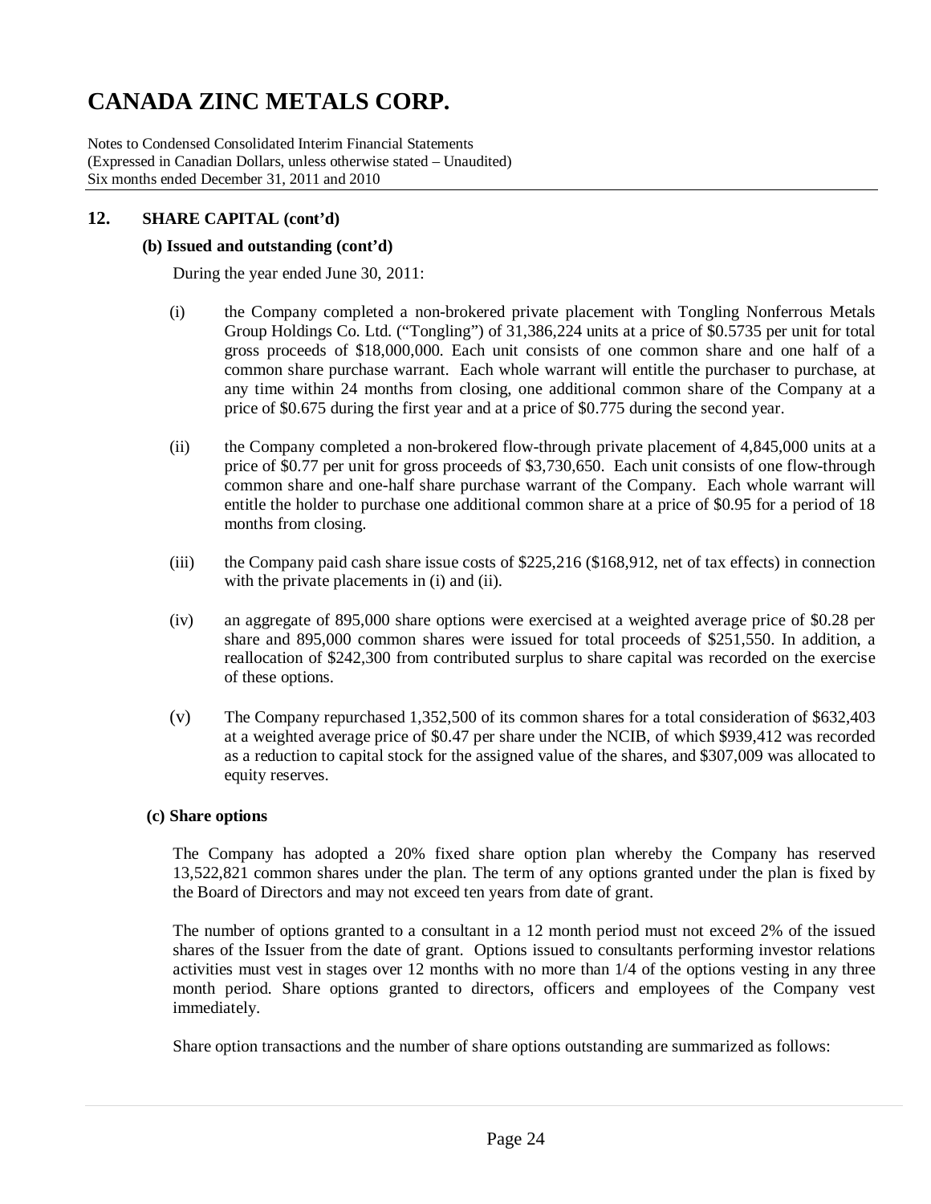## 12. SHARE CAPITAL (cont'd)

### (b) Issued and outstanding (cont'd)

During the year ended June 30, 2011:

(i) the Company completed a non-brokered private placement with Tongling Nonferrous Metals Group Holdings Co. Ltd. ("Tongling") of 31,386,224 units at a price of $0.5735 per unit for total gross proceeds of $18,000,000. Each unit consists of one common share and one half of a common share purchase warrant. Each whole warrant will entitle the purchaser to purchase, at any time within 24 months from closing, one additional common share of the Company at a price of $0.675 during the first year and at a price of $0.775 during the second year.

(ii) the Company completed a non-brokered flow-through private placement of 4,845,000 units at a price of $0.77 per unit for gross proceeds of $3,730,650. Each unit consists of one flow-through common share and one-half share purchase warrant of the Company. Each whole warrant will entitle the holder to purchase one additional common share at a price of $0.95 for a period of 18 months from closing.

(iii) the Company paid cash share issue costs of $225,216 ($168,912, net of tax effects) in connection with the private placements in (i) and (ii).

(iv) an aggregate of 895,000 share options were exercised at a weighted average price of $0.28 per share and 895,000 common shares were issued for total proceeds of $251,550. In addition, a reallocation of $242,300 from contributed surplus to share capital was recorded on the exercise of these options.

(v) The Company repurchased 1,352,500 of its common shares for a total consideration of $632,403 at a weighted average price of $0.47 per share under the NCIB, of which $939,412 was recorded as a reduction to capital stock for the assigned value of the shares, and $307,009 was allocated to equity reserves.

### (c) Share options

The Company has adopted a 20% fixed share option plan whereby the Company has reserved 13,522,821 common shares under the plan. The term of any options granted under the plan is fixed by the Board of Directors and may not exceed ten years from date of grant.

The number of options granted to a consultant in a 12 month period must not exceed 2% of the issued shares of the Issuer from the date of grant. Options issued to consultants performing investor relations activities must vest in stages over 12 months with no more than 1/4 of the options vesting in any three month period. Share options granted to directors, officers and employees of the Company vest immediately.

Share option transactions and the number of share options outstanding are summarized as follows: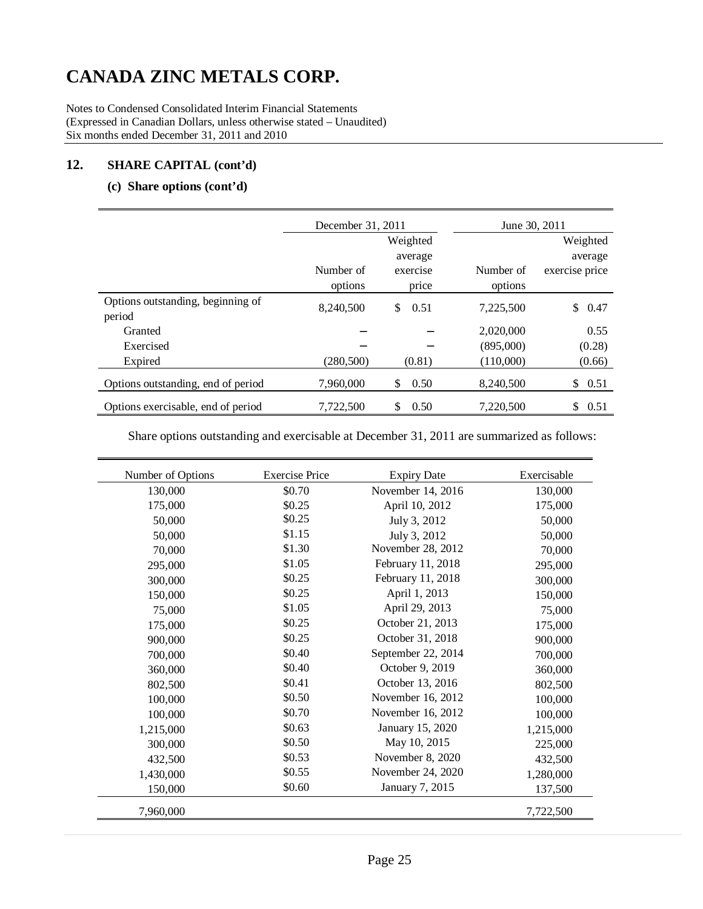# CANADA ZINC METALS CORP.

Notes to Condensed Consolidated Interim Financial Statements
(Expressed in Canadian Dollars, unless otherwise stated – Unaudited)
Six months ended December 31, 2011 and 2010

## 12. SHARE CAPITAL (cont'd)

### (c) Share options (cont'd)

| | December 31, 2011 | | June 30, 2011 | |
|---|---|---|---|---|
| | Number of options | Weighted average exercise price | Number of options | Weighted average exercise price |
| Options outstanding, beginning of period | 8,240,500 | $ 0.51 | 7,225,500 | $ 0.47 |
| Granted | – | – | 2,020,000 | 0.55 |
| Exercised | – | – | (895,000) | (0.28) |
| Expired | (280,500) | (0.81) | (110,000) | (0.66) |
| Options outstanding, end of period | 7,960,000 | $ 0.50 | 8,240,500 | $ 0.51 |
| Options exercisable, end of period | 7,722,500 | $ 0.50 | 7,220,500 | $ 0.51 |

Share options outstanding and exercisable at December 31, 2011 are summarized as follows:

| Number of Options | Exercise Price | Expiry Date | Exercisable |
|---|---|---|---|
| 130,000 | $0.70 | November 14, 2016 | 130,000 |
| 175,000 | $0.25 | April 10, 2012 | 175,000 |
| 50,000 | $0.25 | July 3, 2012 | 50,000 |
| 50,000 | $1.15 | July 3, 2012 | 50,000 |
| 70,000 | $1.30 | November 28, 2012 | 70,000 |
| 295,000 | $1.05 | February 11, 2018 | 295,000 |
| 300,000 | $0.25 | February 11, 2018 | 300,000 |
| 150,000 | $0.25 | April 1, 2013 | 150,000 |
| 75,000 | $1.05 | April 29, 2013 | 75,000 |
| 175,000 | $0.25 | October 21, 2013 | 175,000 |
| 900,000 | $0.25 | October 31, 2018 | 900,000 |
| 700,000 | $0.40 | September 22, 2014 | 700,000 |
| 360,000 | $0.40 | October 9, 2019 | 360,000 |
| 802,500 | $0.41 | October 13, 2016 | 802,500 |
| 100,000 | $0.50 | November 16, 2012 | 100,000 |
| 100,000 | $0.70 | November 16, 2012 | 100,000 |
| 1,215,000 | $0.63 | January 15, 2020 | 1,215,000 |
| 300,000 | $0.50 | May 10, 2015 | 225,000 |
| 432,500 | $0.53 | November 8, 2020 | 432,500 |
| 1,430,000 | $0.55 | November 24, 2020 | 1,280,000 |
| 150,000 | $0.60 | January 7, 2015 | 137,500 |
| 7,960,000 | | | 7,722,500 |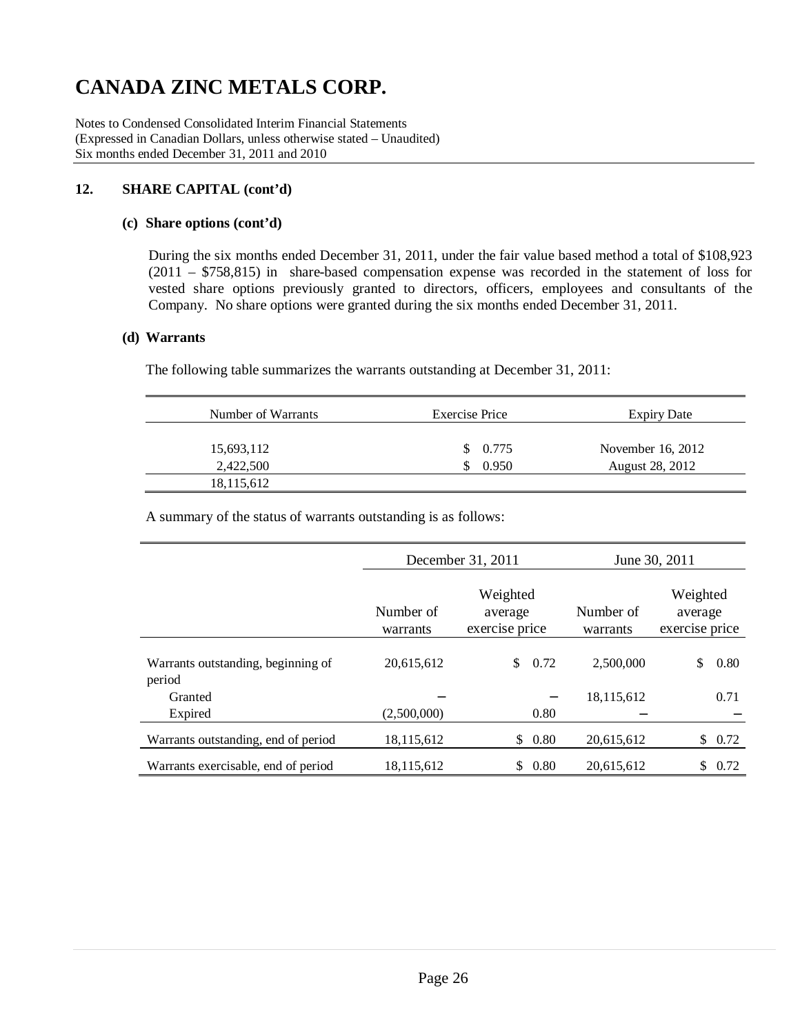# CANADA ZINC METALS CORP.

Notes to Condensed Consolidated Interim Financial Statements
(Expressed in Canadian Dollars, unless otherwise stated – Unaudited)
Six months ended December 31, 2011 and 2010

## 12. SHARE CAPITAL (cont'd)

### (c) Share options (cont'd)

During the six months ended December 31, 2011, under the fair value based method a total of $108,923 (2011 – $758,815) in share-based compensation expense was recorded in the statement of loss for vested share options previously granted to directors, officers, employees and consultants of the Company. No share options were granted during the six months ended December 31, 2011.

### (d) Warrants

The following table summarizes the warrants outstanding at December 31, 2011:

| Number of Warrants | Exercise Price | Expiry Date |
|---|---|---|
| 15,693,112 | $ 0.775 | November 16, 2012 |
| 2,422,500 | $ 0.950 | August 28, 2012 |
| 18,115,612 | | |

A summary of the status of warrants outstanding is as follows:

| | December 31, 2011 | | June 30, 2011 | |
|---|---|---|---|---|
| | Number of warrants | Weighted average exercise price | Number of warrants | Weighted average exercise price |
| Warrants outstanding, beginning of period | 20,615,612 | $ 0.72 | 2,500,000 | $ 0.80 |
| Granted | – | – | 18,115,612 | 0.71 |
| Expired | (2,500,000) | 0.80 | – | – |
| Warrants outstanding, end of period | 18,115,612 | $ 0.80 | 20,615,612 | $ 0.72 |
| Warrants exercisable, end of period | 18,115,612 | $ 0.80 | 20,615,612 | $ 0.72 |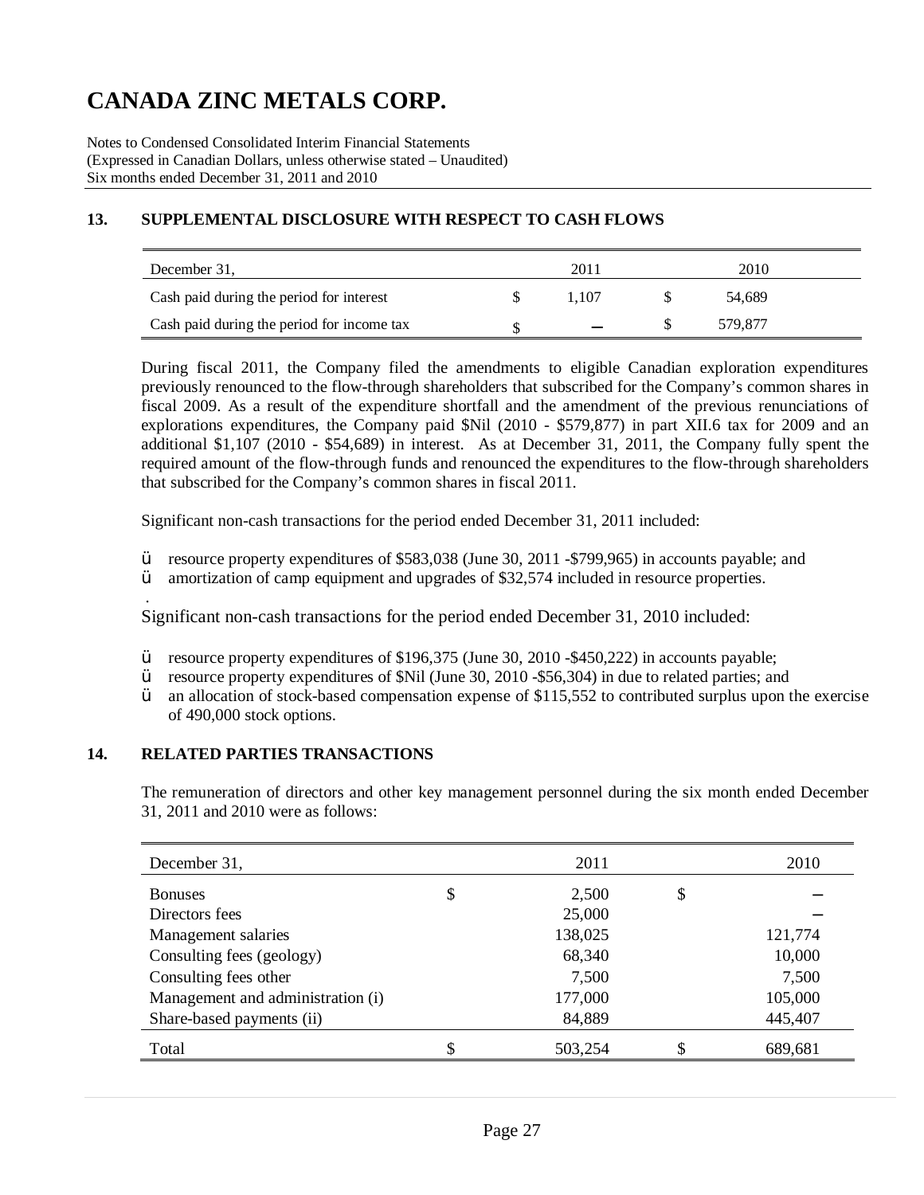# CANADA ZINC METALS CORP.

Notes to Condensed Consolidated Interim Financial Statements
(Expressed in Canadian Dollars, unless otherwise stated – Unaudited)
Six months ended December 31, 2011 and 2010

## 13. SUPPLEMENTAL DISCLOSURE WITH RESPECT TO CASH FLOWS

| December 31, | | 2011 | | 2010 |
|---|---|---|---|---|
| Cash paid during the period for interest | $ | 1,107 | $ | 54,689 |
| Cash paid during the period for income tax | $ | – | $ | 579,877 |

During fiscal 2011, the Company filed the amendments to eligible Canadian exploration expenditures previously renounced to the flow-through shareholders that subscribed for the Company's common shares in fiscal 2009. As a result of the expenditure shortfall and the amendment of the previous renunciations of explorations expenditures, the Company paid $Nil (2010 - $579,877) in part XII.6 tax for 2009 and an additional $1,107 (2010 - $54,689) in interest. As at December 31, 2011, the Company fully spent the required amount of the flow-through funds and renounced the expenditures to the flow-through shareholders that subscribed for the Company's common shares in fiscal 2011.

Significant non-cash transactions for the period ended December 31, 2011 included:

- resource property expenditures of $583,038 (June 30, 2011 -$799,965) in accounts payable; and
- amortization of camp equipment and upgrades of $32,574 included in resource properties.

Significant non-cash transactions for the period ended December 31, 2010 included:

- resource property expenditures of $196,375 (June 30, 2010 -$450,222) in accounts payable;
- resource property expenditures of $Nil (June 30, 2010 -$56,304) in due to related parties; and
- an allocation of stock-based compensation expense of $115,552 to contributed surplus upon the exercise of 490,000 stock options.

## 14. RELATED PARTIES TRANSACTIONS

The remuneration of directors and other key management personnel during the six month ended December 31, 2011 and 2010 were as follows:

| December 31, | | 2011 | | 2010 |
|---|---|---|---|---|
| Bonuses | $ | 2,500 | $ | – |
| Directors fees | | 25,000 | | – |
| Management salaries | | 138,025 | | 121,774 |
| Consulting fees (geology) | | 68,340 | | 10,000 |
| Consulting fees other | | 7,500 | | 7,500 |
| Management and administration (i) | | 177,000 | | 105,000 |
| Share-based payments (ii) | | 84,889 | | 445,407 |
| Total | $ | 503,254 | $ | 689,681 |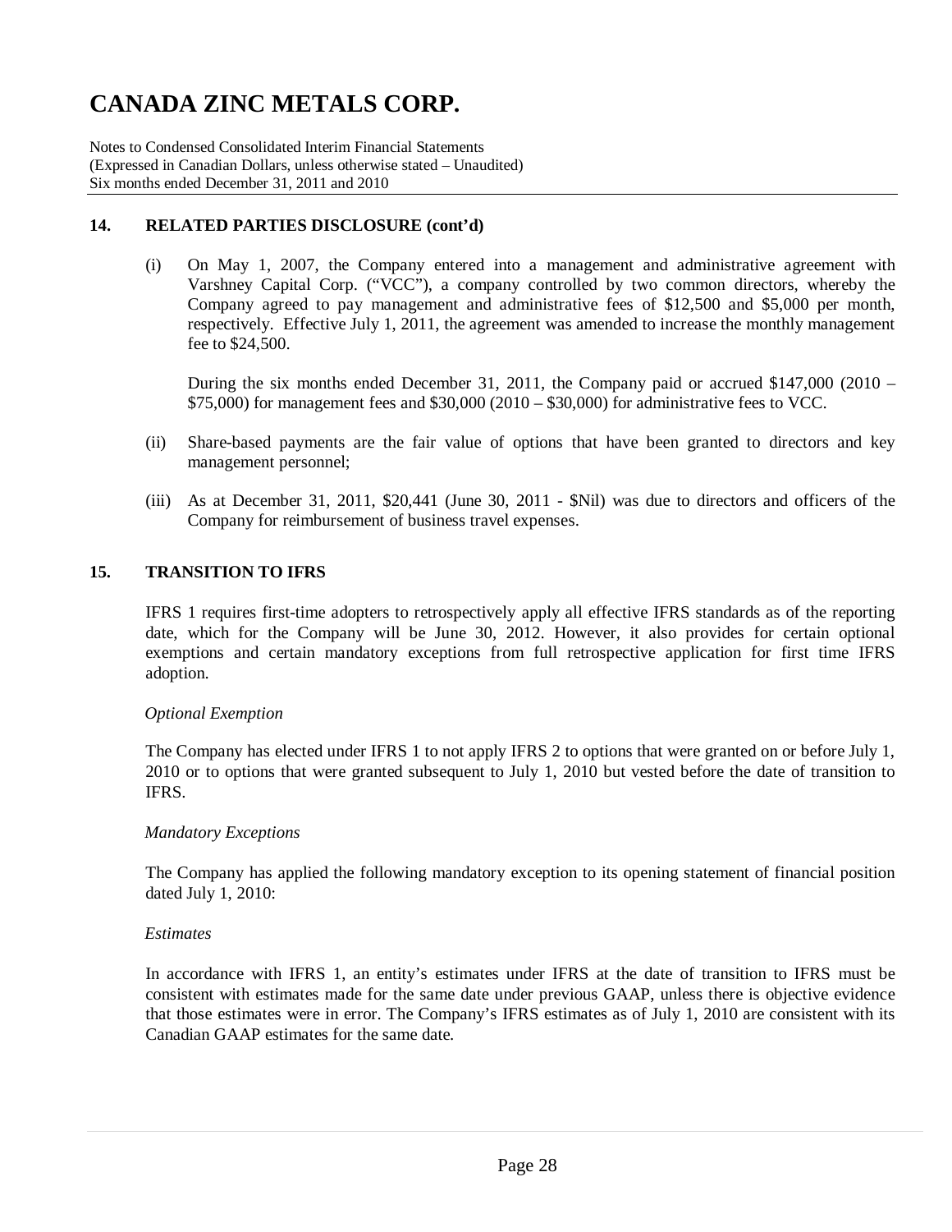## 14. RELATED PARTIES DISCLOSURE (cont'd)

(i) On May 1, 2007, the Company entered into a management and administrative agreement with Varshney Capital Corp. ("VCC"), a company controlled by two common directors, whereby the Company agreed to pay management and administrative fees of $12,500 and $5,000 per month, respectively. Effective July 1, 2011, the agreement was amended to increase the monthly management fee to $24,500.

During the six months ended December 31, 2011, the Company paid or accrued $147,000 (2010 – $75,000) for management fees and $30,000 (2010 – $30,000) for administrative fees to VCC.

(ii) Share-based payments are the fair value of options that have been granted to directors and key management personnel;

(iii) As at December 31, 2011, $20,441 (June 30, 2011 - $Nil) was due to directors and officers of the Company for reimbursement of business travel expenses.

## 15. TRANSITION TO IFRS

IFRS 1 requires first-time adopters to retrospectively apply all effective IFRS standards as of the reporting date, which for the Company will be June 30, 2012. However, it also provides for certain optional exemptions and certain mandatory exceptions from full retrospective application for first time IFRS adoption.

*Optional Exemption*

The Company has elected under IFRS 1 to not apply IFRS 2 to options that were granted on or before July 1, 2010 or to options that were granted subsequent to July 1, 2010 but vested before the date of transition to IFRS.

*Mandatory Exceptions*

The Company has applied the following mandatory exception to its opening statement of financial position dated July 1, 2010:

*Estimates*

In accordance with IFRS 1, an entity's estimates under IFRS at the date of transition to IFRS must be consistent with estimates made for the same date under previous GAAP, unless there is objective evidence that those estimates were in error. The Company's IFRS estimates as of July 1, 2010 are consistent with its Canadian GAAP estimates for the same date.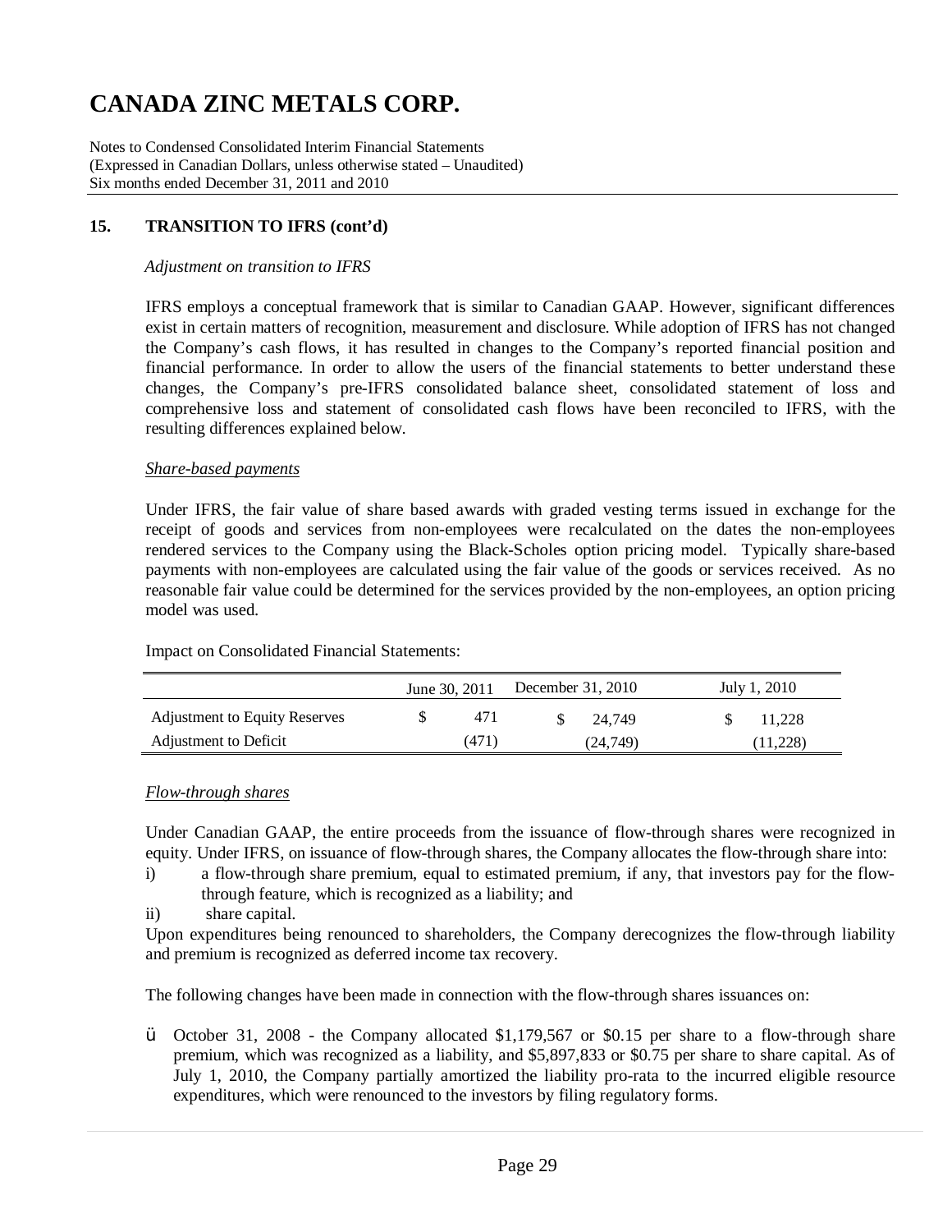# CANADA ZINC METALS CORP.

Notes to Condensed Consolidated Interim Financial Statements
(Expressed in Canadian Dollars, unless otherwise stated – Unaudited)
Six months ended December 31, 2011 and 2010

## 15. TRANSITION TO IFRS (cont'd)

*Adjustment on transition to IFRS*

IFRS employs a conceptual framework that is similar to Canadian GAAP. However, significant differences exist in certain matters of recognition, measurement and disclosure. While adoption of IFRS has not changed the Company's cash flows, it has resulted in changes to the Company's reported financial position and financial performance. In order to allow the users of the financial statements to better understand these changes, the Company's pre-IFRS consolidated balance sheet, consolidated statement of loss and comprehensive loss and statement of consolidated cash flows have been reconciled to IFRS, with the resulting differences explained below.

*Share-based payments*

Under IFRS, the fair value of share based awards with graded vesting terms issued in exchange for the receipt of goods and services from non-employees were recalculated on the dates the non-employees rendered services to the Company using the Black-Scholes option pricing model. Typically share-based payments with non-employees are calculated using the fair value of the goods or services received. As no reasonable fair value could be determined for the services provided by the non-employees, an option pricing model was used.

Impact on Consolidated Financial Statements:

| | June 30, 2011 | December 31, 2010 | July 1, 2010 |
|---|---|---|---|
| Adjustment to Equity Reserves | $ 471 | $ 24,749 | $ 11,228 |
| Adjustment to Deficit | (471) | (24,749) | (11,228) |

*Flow-through shares*

Under Canadian GAAP, the entire proceeds from the issuance of flow-through shares were recognized in equity. Under IFRS, on issuance of flow-through shares, the Company allocates the flow-through share into:

i) a flow-through share premium, equal to estimated premium, if any, that investors pay for the flow-through feature, which is recognized as a liability; and
ii) share capital.

Upon expenditures being renounced to shareholders, the Company derecognizes the flow-through liability and premium is recognized as deferred income tax recovery.

The following changes have been made in connection with the flow-through shares issuances on:

- October 31, 2008 - the Company allocated $1,179,567 or $0.15 per share to a flow-through share premium, which was recognized as a liability, and $5,897,833 or $0.75 per share to share capital. As of July 1, 2010, the Company partially amortized the liability pro-rata to the incurred eligible resource expenditures, which were renounced to the investors by filing regulatory forms.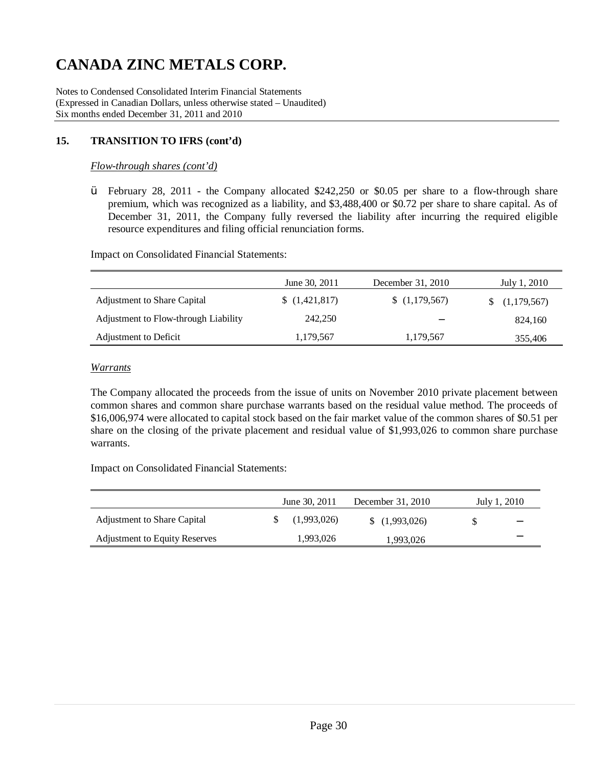# CANADA ZINC METALS CORP.

Notes to Condensed Consolidated Interim Financial Statements
(Expressed in Canadian Dollars, unless otherwise stated – Unaudited)
Six months ended December 31, 2011 and 2010

## 15. TRANSITION TO IFRS (cont'd)

*Flow-through shares (cont'd)*

- February 28, 2011 - the Company allocated $242,250 or $0.05 per share to a flow-through share premium, which was recognized as a liability, and $3,488,400 or $0.72 per share to share capital. As of December 31, 2011, the Company fully reversed the liability after incurring the required eligible resource expenditures and filing official renunciation forms.

Impact on Consolidated Financial Statements:

| | June 30, 2011 | December 31, 2010 | July 1, 2010 |
|---|---|---|---|
| Adjustment to Share Capital | $ (1,421,817) | $ (1,179,567) | $ (1,179,567) |
| Adjustment to Flow-through Liability | 242,250 | – | 824,160 |
| Adjustment to Deficit | 1,179,567 | 1,179,567 | 355,406 |

*Warrants*

The Company allocated the proceeds from the issue of units on November 2010 private placement between common shares and common share purchase warrants based on the residual value method. The proceeds of $16,006,974 were allocated to capital stock based on the fair market value of the common shares of $0.51 per share on the closing of the private placement and residual value of $1,993,026 to common share purchase warrants.

Impact on Consolidated Financial Statements:

| | June 30, 2011 | December 31, 2010 | July 1, 2010 |
|---|---|---|---|
| Adjustment to Share Capital | $ (1,993,026) | $ (1,993,026) | $ – |
| Adjustment to Equity Reserves | 1,993,026 | 1,993,026 | – |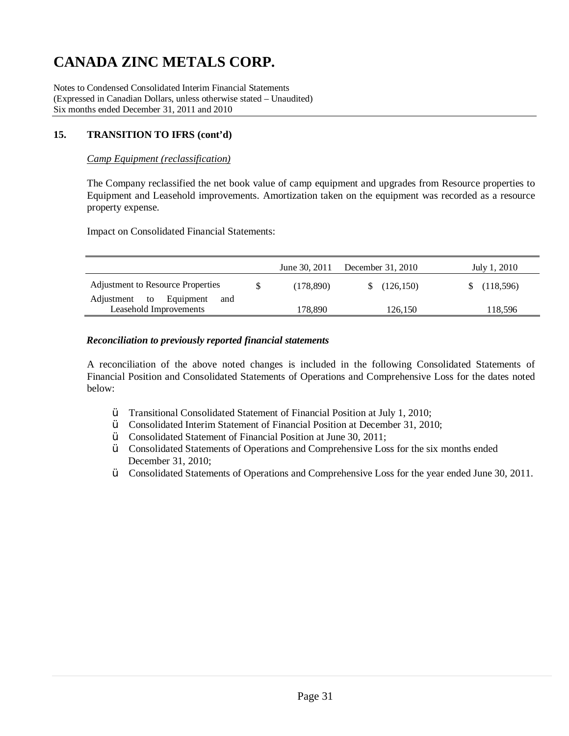# CANADA ZINC METALS CORP.

Notes to Condensed Consolidated Interim Financial Statements
(Expressed in Canadian Dollars, unless otherwise stated – Unaudited)
Six months ended December 31, 2011 and 2010

## 15. TRANSITION TO IFRS (cont'd)

*Camp Equipment (reclassification)*

The Company reclassified the net book value of camp equipment and upgrades from Resource properties to Equipment and Leasehold improvements. Amortization taken on the equipment was recorded as a resource property expense.

Impact on Consolidated Financial Statements:

| | June 30, 2011 | December 31, 2010 | July 1, 2010 |
|---|---|---|---|
| Adjustment to Resource Properties | $ (178,890) | $ (126,150) | $ (118,596) |
| Adjustment to Equipment and Leasehold Improvements | 178,890 | 126,150 | 118,596 |

***Reconciliation to previously reported financial statements***

A reconciliation of the above noted changes is included in the following Consolidated Statements of Financial Position and Consolidated Statements of Operations and Comprehensive Loss for the dates noted below:

- Transitional Consolidated Statement of Financial Position at July 1, 2010;
- Consolidated Interim Statement of Financial Position at December 31, 2010;
- Consolidated Statement of Financial Position at June 30, 2011;
- Consolidated Statements of Operations and Comprehensive Loss for the six months ended December 31, 2010;
- Consolidated Statements of Operations and Comprehensive Loss for the year ended June 30, 2011.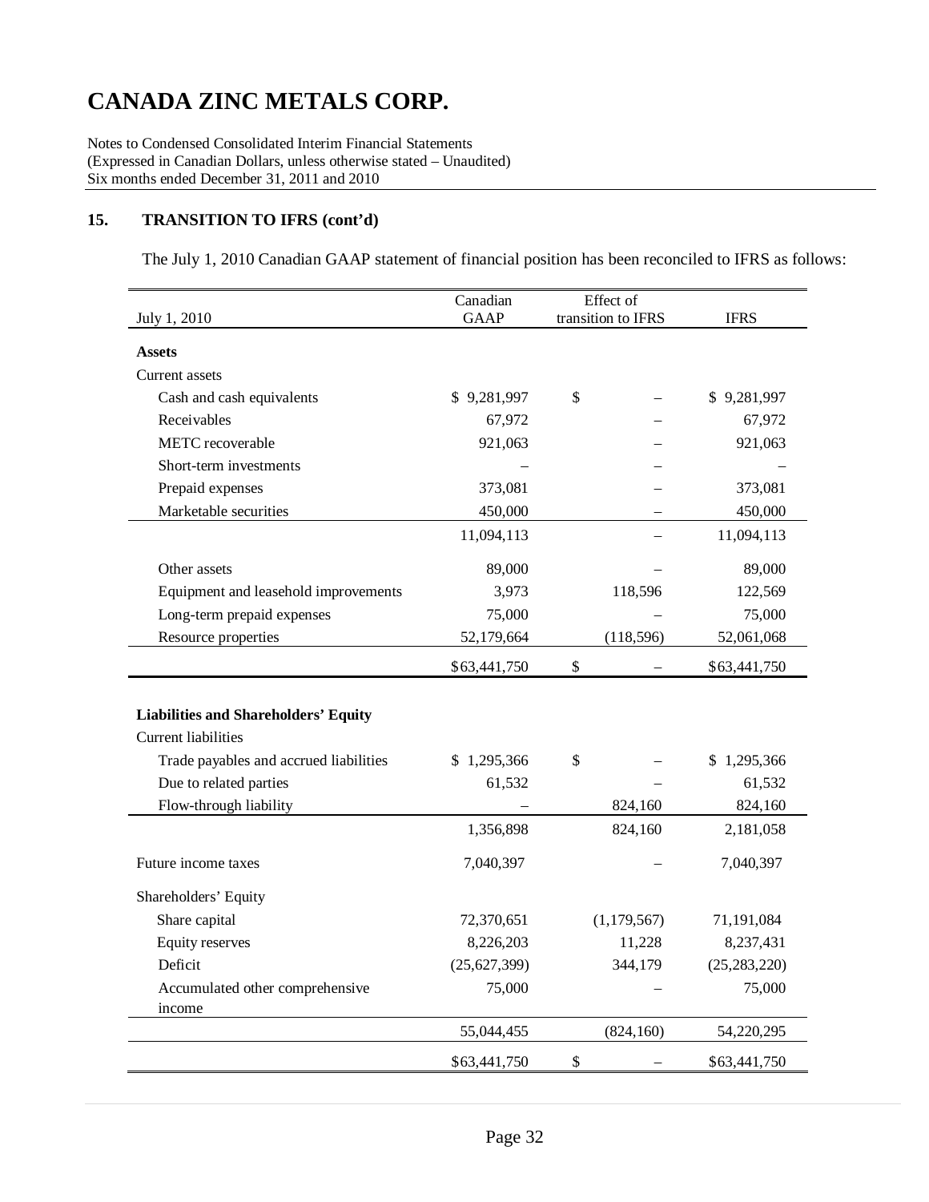# CANADA ZINC METALS CORP.

Notes to Condensed Consolidated Interim Financial Statements
(Expressed in Canadian Dollars, unless otherwise stated – Unaudited)
Six months ended December 31, 2011 and 2010

## 15. TRANSITION TO IFRS (cont'd)

The July 1, 2010 Canadian GAAP statement of financial position has been reconciled to IFRS as follows:

| July 1, 2010 | Canadian GAAP | Effect of transition to IFRS | IFRS |
|---|---|---|---|
| **Assets** | | | |
| Current assets | | | |
| Cash and cash equivalents | $ 9,281,997 | $ – | $ 9,281,997 |
| Receivables | 67,972 | – | 67,972 |
| METC recoverable | 921,063 | – | 921,063 |
| Short-term investments | – | – | – |
| Prepaid expenses | 373,081 | – | 373,081 |
| Marketable securities | 450,000 | – | 450,000 |
| | 11,094,113 | – | 11,094,113 |
| Other assets | 89,000 | – | 89,000 |
| Equipment and leasehold improvements | 3,973 | 118,596 | 122,569 |
| Long-term prepaid expenses | 75,000 | – | 75,000 |
| Resource properties | 52,179,664 | (118,596) | 52,061,068 |
| | $63,441,750 | $ – | $63,441,750 |
| **Liabilities and Shareholders' Equity** | | | |
| Current liabilities | | | |
| Trade payables and accrued liabilities | $ 1,295,366 | $ – | $ 1,295,366 |
| Due to related parties | 61,532 | – | 61,532 |
| Flow-through liability | – | 824,160 | 824,160 |
| | 1,356,898 | 824,160 | 2,181,058 |
| Future income taxes | 7,040,397 | – | 7,040,397 |
| Shareholders' Equity | | | |
| Share capital | 72,370,651 | (1,179,567) | 71,191,084 |
| Equity reserves | 8,226,203 | 11,228 | 8,237,431 |
| Deficit | (25,627,399) | 344,179 | (25,283,220) |
| Accumulated other comprehensive income | 75,000 | – | 75,000 |
| | 55,044,455 | (824,160) | 54,220,295 |
| | $63,441,750 | $ – | $63,441,750 |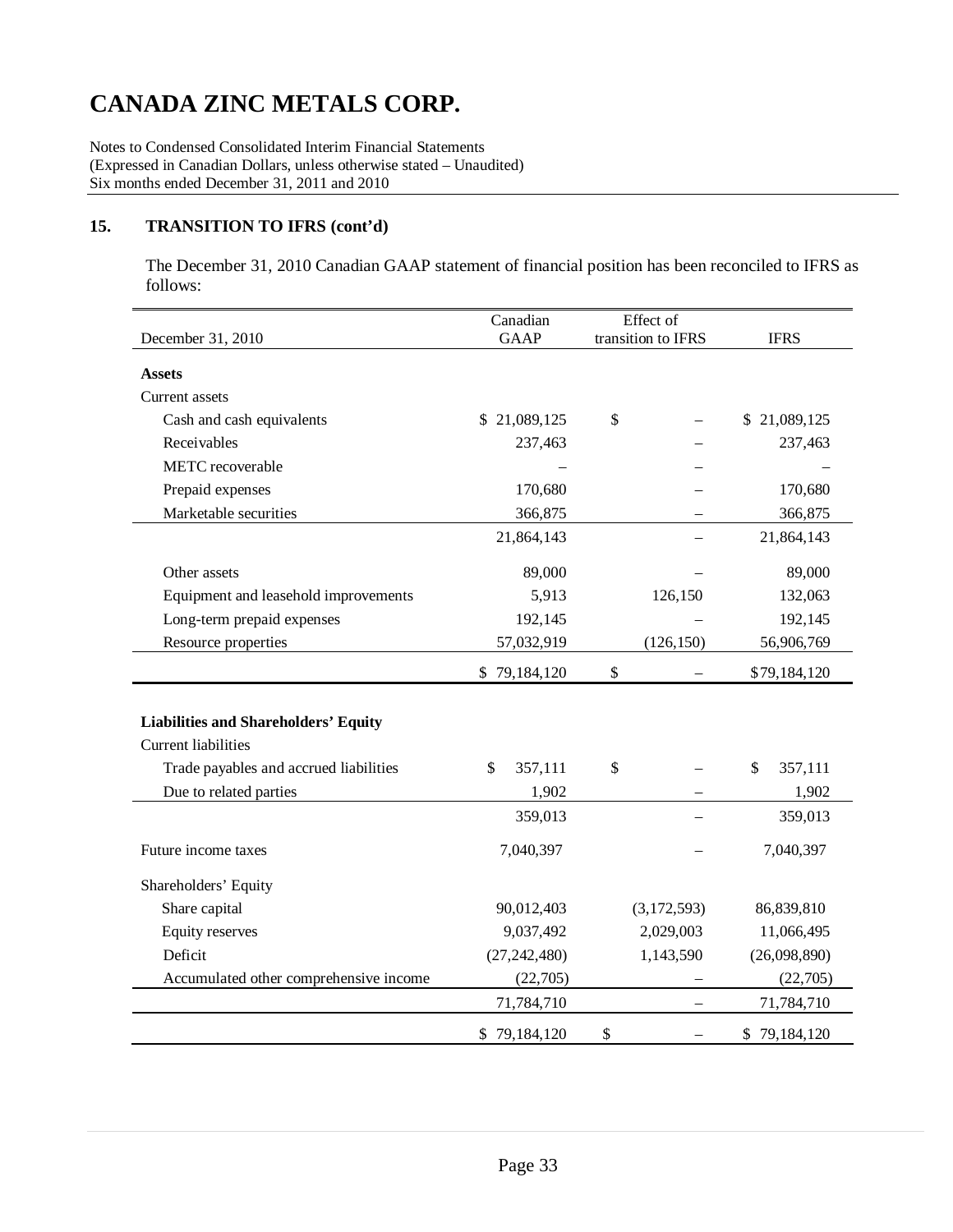# CANADA ZINC METALS CORP.

Notes to Condensed Consolidated Interim Financial Statements
(Expressed in Canadian Dollars, unless otherwise stated – Unaudited)
Six months ended December 31, 2011 and 2010

## 15. TRANSITION TO IFRS (cont'd)

The December 31, 2010 Canadian GAAP statement of financial position has been reconciled to IFRS as follows:

| December 31, 2010 | Canadian GAAP | Effect of transition to IFRS | IFRS |
|---|---|---|---|
| **Assets** | | | |
| Current assets | | | |
| Cash and cash equivalents | $ 21,089,125 | $ – | $ 21,089,125 |
| Receivables | 237,463 | – | 237,463 |
| METC recoverable | – | – | – |
| Prepaid expenses | 170,680 | – | 170,680 |
| Marketable securities | 366,875 | – | 366,875 |
| | 21,864,143 | – | 21,864,143 |
| Other assets | 89,000 | – | 89,000 |
| Equipment and leasehold improvements | 5,913 | 126,150 | 132,063 |
| Long-term prepaid expenses | 192,145 | – | 192,145 |
| Resource properties | 57,032,919 | (126,150) | 56,906,769 |
| | $ 79,184,120 | $ – | $79,184,120 |
| **Liabilities and Shareholders' Equity** | | | |
| Current liabilities | | | |
| Trade payables and accrued liabilities | $ 357,111 | $ – | $ 357,111 |
| Due to related parties | 1,902 | – | 1,902 |
| | 359,013 | – | 359,013 |
| Future income taxes | 7,040,397 | – | 7,040,397 |
| Shareholders' Equity | | | |
| Share capital | 90,012,403 | (3,172,593) | 86,839,810 |
| Equity reserves | 9,037,492 | 2,029,003 | 11,066,495 |
| Deficit | (27,242,480) | 1,143,590 | (26,098,890) |
| Accumulated other comprehensive income | (22,705) | – | (22,705) |
| | 71,784,710 | – | 71,784,710 |
| | $ 79,184,120 | $ – | $ 79,184,120 |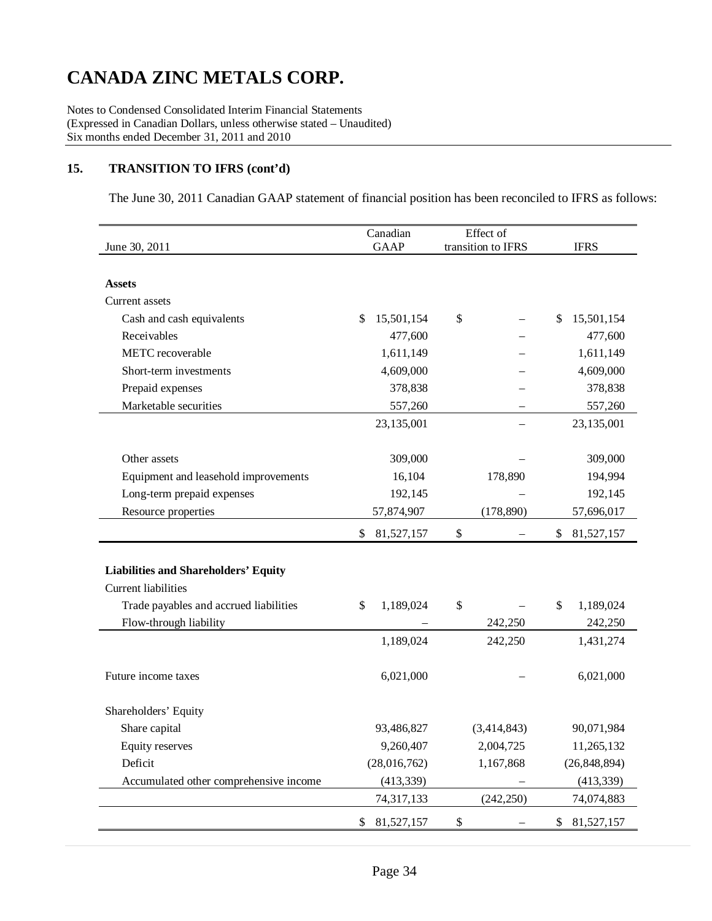# CANADA ZINC METALS CORP.

Notes to Condensed Consolidated Interim Financial Statements
(Expressed in Canadian Dollars, unless otherwise stated – Unaudited)
Six months ended December 31, 2011 and 2010

## 15. TRANSITION TO IFRS (cont'd)

The June 30, 2011 Canadian GAAP statement of financial position has been reconciled to IFRS as follows:

| June 30, 2011 | Canadian GAAP | Effect of transition to IFRS | IFRS |
|---|---|---|---|
| **Assets** | | | |
| Current assets | | | |
| Cash and cash equivalents | $ 15,501,154 | $ – | $ 15,501,154 |
| Receivables | 477,600 | – | 477,600 |
| METC recoverable | 1,611,149 | – | 1,611,149 |
| Short-term investments | 4,609,000 | – | 4,609,000 |
| Prepaid expenses | 378,838 | – | 378,838 |
| Marketable securities | 557,260 | – | 557,260 |
| | 23,135,001 | – | 23,135,001 |
| Other assets | 309,000 | – | 309,000 |
| Equipment and leasehold improvements | 16,104 | 178,890 | 194,994 |
| Long-term prepaid expenses | 192,145 | – | 192,145 |
| Resource properties | 57,874,907 | (178,890) | 57,696,017 |
| | $ 81,527,157 | $ – | $ 81,527,157 |
| **Liabilities and Shareholders' Equity** | | | |
| Current liabilities | | | |
| Trade payables and accrued liabilities | $ 1,189,024 | $ – | $ 1,189,024 |
| Flow-through liability | – | 242,250 | 242,250 |
| | 1,189,024 | 242,250 | 1,431,274 |
| Future income taxes | 6,021,000 | – | 6,021,000 |
| Shareholders' Equity | | | |
| Share capital | 93,486,827 | (3,414,843) | 90,071,984 |
| Equity reserves | 9,260,407 | 2,004,725 | 11,265,132 |
| Deficit | (28,016,762) | 1,167,868 | (26,848,894) |
| Accumulated other comprehensive income | (413,339) | – | (413,339) |
| | 74,317,133 | (242,250) | 74,074,883 |
| | $ 81,527,157 | $ – | $ 81,527,157 |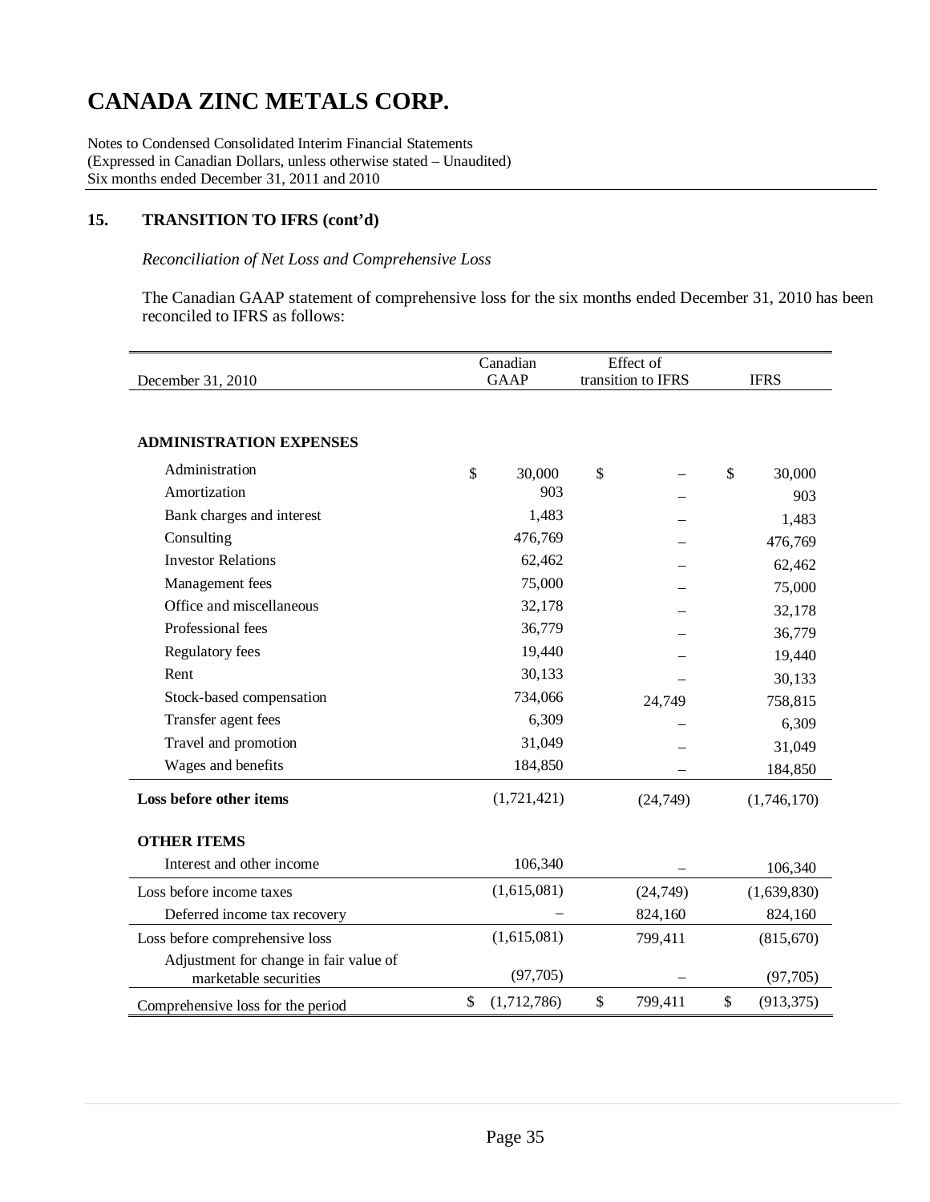# CANADA ZINC METALS CORP.

Notes to Condensed Consolidated Interim Financial Statements
(Expressed in Canadian Dollars, unless otherwise stated – Unaudited)
Six months ended December 31, 2011 and 2010

## 15. TRANSITION TO IFRS (cont'd)

*Reconciliation of Net Loss and Comprehensive Loss*

The Canadian GAAP statement of comprehensive loss for the six months ended December 31, 2010 has been reconciled to IFRS as follows:

| December 31, 2010 | Canadian GAAP | Effect of transition to IFRS | IFRS |
|---|---|---|---|
| **ADMINISTRATION EXPENSES** | | | |
| Administration | $ 30,000 | $ – | $ 30,000 |
| Amortization | 903 | – | 903 |
| Bank charges and interest | 1,483 | – | 1,483 |
| Consulting | 476,769 | – | 476,769 |
| Investor Relations | 62,462 | – | 62,462 |
| Management fees | 75,000 | – | 75,000 |
| Office and miscellaneous | 32,178 | – | 32,178 |
| Professional fees | 36,779 | – | 36,779 |
| Regulatory fees | 19,440 | – | 19,440 |
| Rent | 30,133 | – | 30,133 |
| Stock-based compensation | 734,066 | 24,749 | 758,815 |
| Transfer agent fees | 6,309 | – | 6,309 |
| Travel and promotion | 31,049 | – | 31,049 |
| Wages and benefits | 184,850 | – | 184,850 |
| **Loss before other items** | (1,721,421) | (24,749) | (1,746,170) |
| **OTHER ITEMS** | | | |
| Interest and other income | 106,340 | – | 106,340 |
| Loss before income taxes | (1,615,081) | (24,749) | (1,639,830) |
| Deferred income tax recovery | – | 824,160 | 824,160 |
| Loss before comprehensive loss | (1,615,081) | 799,411 | (815,670) |
| Adjustment for change in fair value of marketable securities | (97,705) | – | (97,705) |
| Comprehensive loss for the period | $ (1,712,786) | $ 799,411 | $ (913,375) |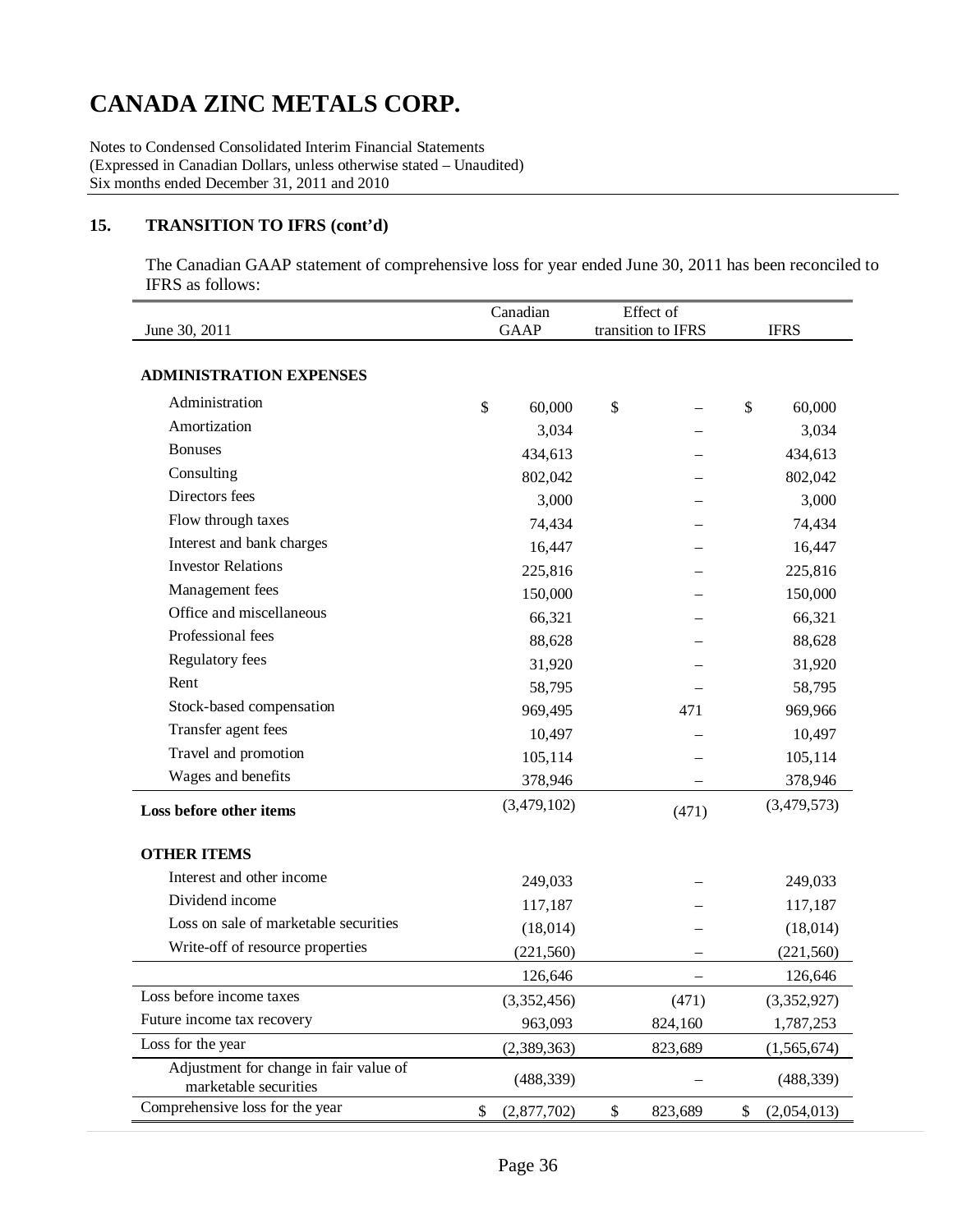# CANADA ZINC METALS CORP.

Notes to Condensed Consolidated Interim Financial Statements
(Expressed in Canadian Dollars, unless otherwise stated – Unaudited)
Six months ended December 31, 2011 and 2010

## 15. TRANSITION TO IFRS (cont'd)

The Canadian GAAP statement of comprehensive loss for year ended June 30, 2011 has been reconciled to IFRS as follows:

| June 30, 2011 | Canadian GAAP | Effect of transition to IFRS | IFRS |
|---|---|---|---|
| **ADMINISTRATION EXPENSES** | | | |
| Administration | $ 60,000 | $ – | $ 60,000 |
| Amortization | 3,034 | – | 3,034 |
| Bonuses | 434,613 | – | 434,613 |
| Consulting | 802,042 | – | 802,042 |
| Directors fees | 3,000 | – | 3,000 |
| Flow through taxes | 74,434 | – | 74,434 |
| Interest and bank charges | 16,447 | – | 16,447 |
| Investor Relations | 225,816 | – | 225,816 |
| Management fees | 150,000 | – | 150,000 |
| Office and miscellaneous | 66,321 | – | 66,321 |
| Professional fees | 88,628 | – | 88,628 |
| Regulatory fees | 31,920 | – | 31,920 |
| Rent | 58,795 | – | 58,795 |
| Stock-based compensation | 969,495 | 471 | 969,966 |
| Transfer agent fees | 10,497 | – | 10,497 |
| Travel and promotion | 105,114 | – | 105,114 |
| Wages and benefits | 378,946 | – | 378,946 |
| **Loss before other items** | (3,479,102) | (471) | (3,479,573) |
| **OTHER ITEMS** | | | |
| Interest and other income | 249,033 | – | 249,033 |
| Dividend income | 117,187 | – | 117,187 |
| Loss on sale of marketable securities | (18,014) | – | (18,014) |
| Write-off of resource properties | (221,560) | – | (221,560) |
| | 126,646 | – | 126,646 |
| Loss before income taxes | (3,352,456) | (471) | (3,352,927) |
| Future income tax recovery | 963,093 | 824,160 | 1,787,253 |
| Loss for the year | (2,389,363) | 823,689 | (1,565,674) |
| Adjustment for change in fair value of marketable securities | (488,339) | – | (488,339) |
| Comprehensive loss for the year | $ (2,877,702) | $ 823,689 | $ (2,054,013) |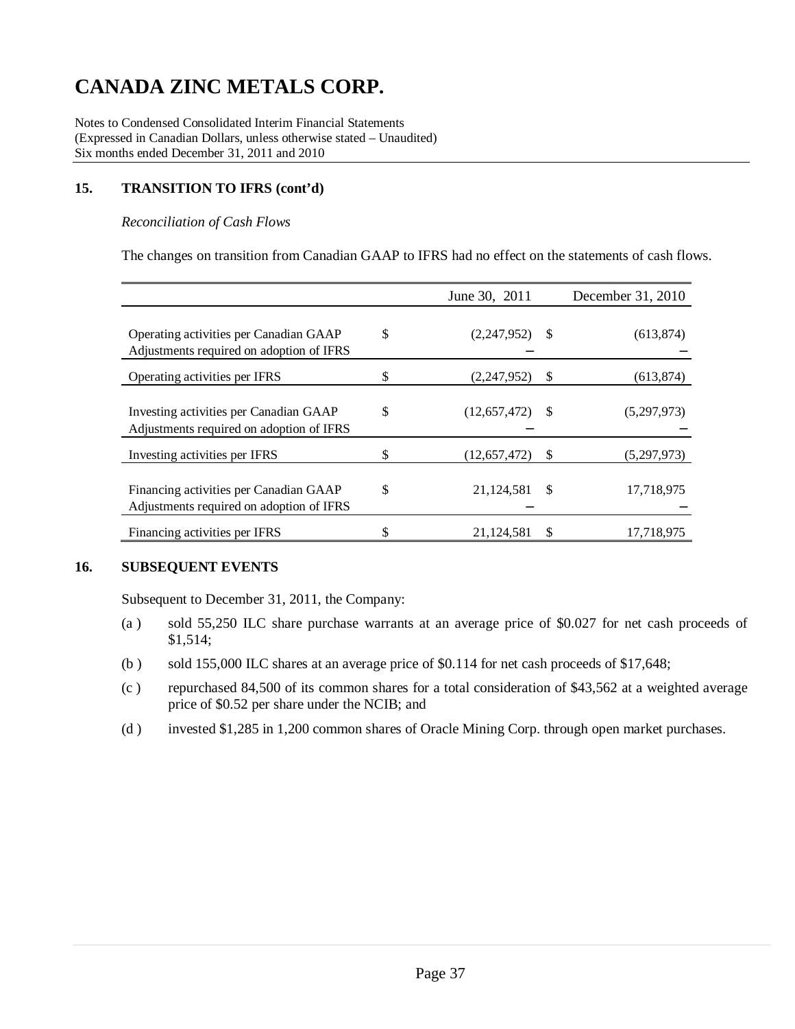# CANADA ZINC METALS CORP.

Notes to Condensed Consolidated Interim Financial Statements
(Expressed in Canadian Dollars, unless otherwise stated – Unaudited)
Six months ended December 31, 2011 and 2010

## 15. TRANSITION TO IFRS (cont'd)

*Reconciliation of Cash Flows*

The changes on transition from Canadian GAAP to IFRS had no effect on the statements of cash flows.

| | | June 30, 2011 | | December 31, 2010 |
|---|---|---|---|---|
| Operating activities per Canadian GAAP | $ | (2,247,952) | $ | (613,874) |
| Adjustments required on adoption of IFRS | | – | | – |
| Operating activities per IFRS | $ | (2,247,952) | $ | (613,874) |
| Investing activities per Canadian GAAP | $ | (12,657,472) | $ | (5,297,973) |
| Adjustments required on adoption of IFRS | | – | | – |
| Investing activities per IFRS | $ | (12,657,472) | $ | (5,297,973) |
| Financing activities per Canadian GAAP | $ | 21,124,581 | $ | 17,718,975 |
| Adjustments required on adoption of IFRS | | – | | – |
| Financing activities per IFRS | $ | 21,124,581 | $ | 17,718,975 |

## 16. SUBSEQUENT EVENTS

Subsequent to December 31, 2011, the Company:

(a) sold 55,250 ILC share purchase warrants at an average price of $0.027 for net cash proceeds of $1,514;

(b) sold 155,000 ILC shares at an average price of $0.114 for net cash proceeds of $17,648;

(c) repurchased 84,500 of its common shares for a total consideration of $43,562 at a weighted average price of $0.52 per share under the NCIB; and

(d) invested $1,285 in 1,200 common shares of Oracle Mining Corp. through open market purchases.